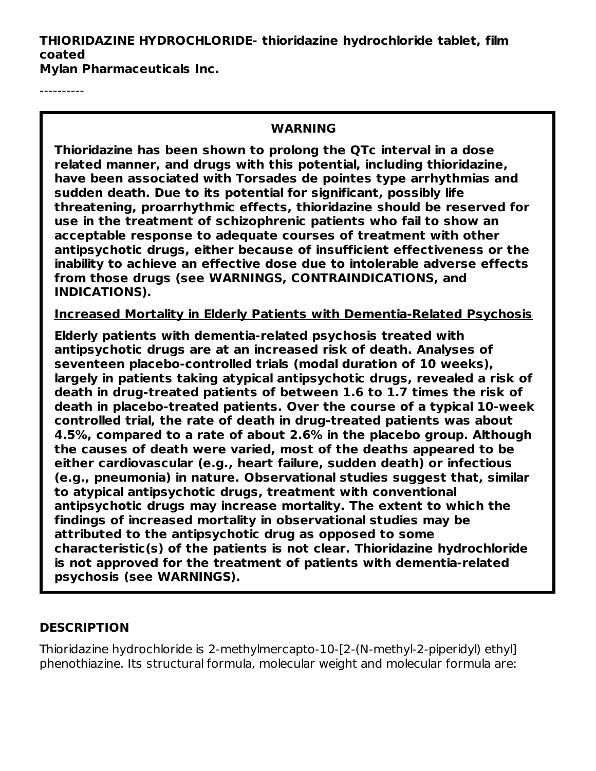**THIORIDAZINE HYDROCHLORIDE- thioridazine hydrochloride tablet, film coated**
**Mylan Pharmaceuticals Inc.**

----------

## WARNING

**Thioridazine has been shown to prolong the QTc interval in a dose related manner, and drugs with this potential, including thioridazine, have been associated with Torsades de pointes type arrhythmias and sudden death. Due to its potential for significant, possibly life threatening, proarrhythmic effects, thioridazine should be reserved for use in the treatment of schizophrenic patients who fail to show an acceptable response to adequate courses of treatment with other antipsychotic drugs, either because of insufficient effectiveness or the inability to achieve an effective dose due to intolerable adverse effects from those drugs (see WARNINGS, CONTRAINDICATIONS, and INDICATIONS).**

**Increased Mortality in Elderly Patients with Dementia-Related Psychosis**

**Elderly patients with dementia-related psychosis treated with antipsychotic drugs are at an increased risk of death. Analyses of seventeen placebo-controlled trials (modal duration of 10 weeks), largely in patients taking atypical antipsychotic drugs, revealed a risk of death in drug-treated patients of between 1.6 to 1.7 times the risk of death in placebo-treated patients. Over the course of a typical 10-week controlled trial, the rate of death in drug-treated patients was about 4.5%, compared to a rate of about 2.6% in the placebo group. Although the causes of death were varied, most of the deaths appeared to be either cardiovascular (e.g., heart failure, sudden death) or infectious (e.g., pneumonia) in nature. Observational studies suggest that, similar to atypical antipsychotic drugs, treatment with conventional antipsychotic drugs may increase mortality. The extent to which the findings of increased mortality in observational studies may be attributed to the antipsychotic drug as opposed to some characteristic(s) of the patients is not clear. Thioridazine hydrochloride is not approved for the treatment of patients with dementia-related psychosis (see WARNINGS).**

## DESCRIPTION

Thioridazine hydrochloride is 2-methylmercapto-10-[2-(N-methyl-2-piperidyl) ethyl] phenothiazine. Its structural formula, molecular weight and molecular formula are: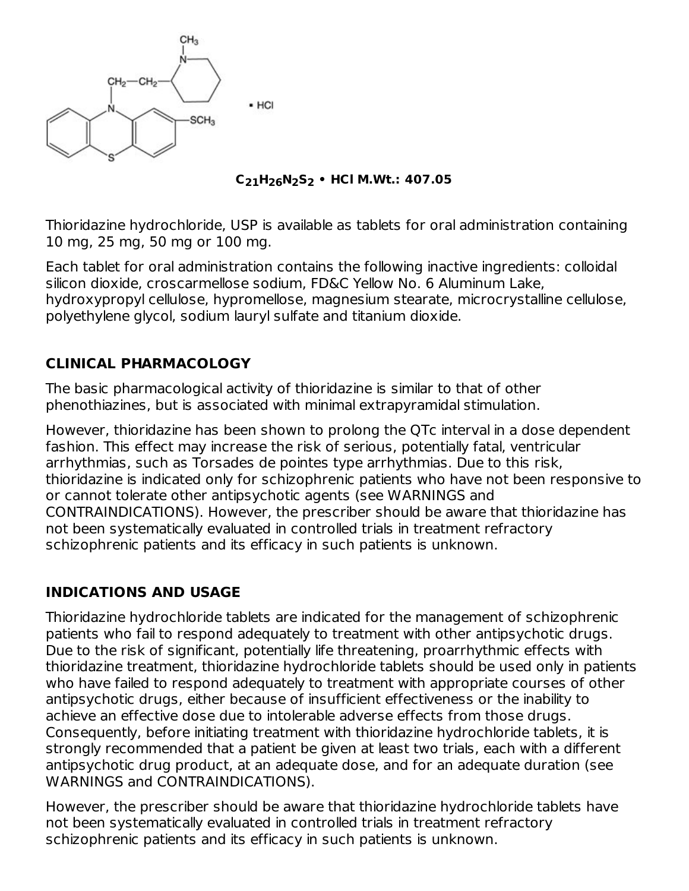$C_{21}H_{26}N_2S_2 \bullet HCl$ **M.Wt.: 407.05**

Thioridazine hydrochloride, USP is available as tablets for oral administration containing 10 mg, 25 mg, 50 mg or 100 mg.

Each tablet for oral administration contains the following inactive ingredients: colloidal silicon dioxide, croscarmellose sodium, FD&C Yellow No. 6 Aluminum Lake, hydroxypropyl cellulose, hypromellose, magnesium stearate, microcrystalline cellulose, polyethylene glycol, sodium lauryl sulfate and titanium dioxide.

## CLINICAL PHARMACOLOGY

The basic pharmacological activity of thioridazine is similar to that of other phenothiazines, but is associated with minimal extrapyramidal stimulation.

However, thioridazine has been shown to prolong the QTc interval in a dose dependent fashion. This effect may increase the risk of serious, potentially fatal, ventricular arrhythmias, such as Torsades de pointes type arrhythmias. Due to this risk, thioridazine is indicated only for schizophrenic patients who have not been responsive to or cannot tolerate other antipsychotic agents (see WARNINGS and CONTRAINDICATIONS). However, the prescriber should be aware that thioridazine has not been systematically evaluated in controlled trials in treatment refractory schizophrenic patients and its efficacy in such patients is unknown.

## INDICATIONS AND USAGE

Thioridazine hydrochloride tablets are indicated for the management of schizophrenic patients who fail to respond adequately to treatment with other antipsychotic drugs. Due to the risk of significant, potentially life threatening, proarrhythmic effects with thioridazine treatment, thioridazine hydrochloride tablets should be used only in patients who have failed to respond adequately to treatment with appropriate courses of other antipsychotic drugs, either because of insufficient effectiveness or the inability to achieve an effective dose due to intolerable adverse effects from those drugs. Consequently, before initiating treatment with thioridazine hydrochloride tablets, it is strongly recommended that a patient be given at least two trials, each with a different antipsychotic drug product, at an adequate dose, and for an adequate duration (see WARNINGS and CONTRAINDICATIONS).

However, the prescriber should be aware that thioridazine hydrochloride tablets have not been systematically evaluated in controlled trials in treatment refractory schizophrenic patients and its efficacy in such patients is unknown.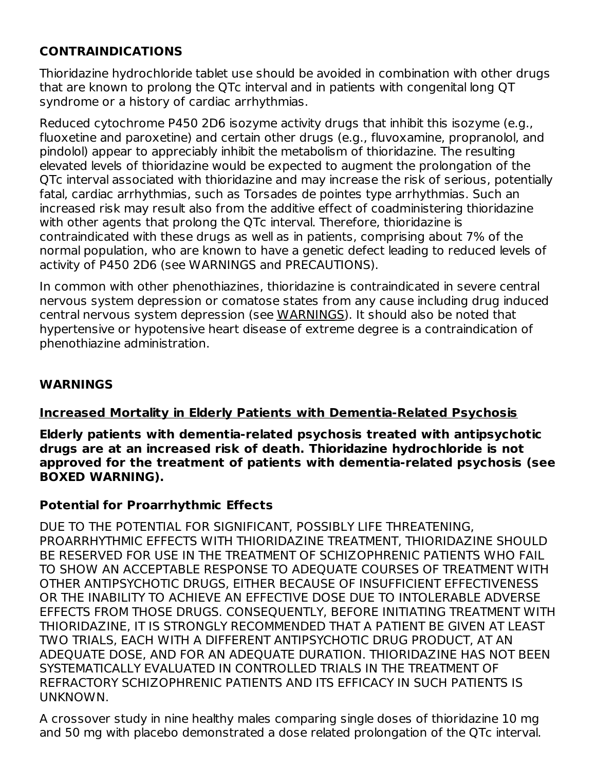## CONTRAINDICATIONS

Thioridazine hydrochloride tablet use should be avoided in combination with other drugs that are known to prolong the QTc interval and in patients with congenital long QT syndrome or a history of cardiac arrhythmias.

Reduced cytochrome P450 2D6 isozyme activity drugs that inhibit this isozyme (e.g., fluoxetine and paroxetine) and certain other drugs (e.g., fluvoxamine, propranolol, and pindolol) appear to appreciably inhibit the metabolism of thioridazine. The resulting elevated levels of thioridazine would be expected to augment the prolongation of the QTc interval associated with thioridazine and may increase the risk of serious, potentially fatal, cardiac arrhythmias, such as Torsades de pointes type arrhythmias. Such an increased risk may result also from the additive effect of coadministering thioridazine with other agents that prolong the QTc interval. Therefore, thioridazine is contraindicated with these drugs as well as in patients, comprising about 7% of the normal population, who are known to have a genetic defect leading to reduced levels of activity of P450 2D6 (see WARNINGS and PRECAUTIONS).

In common with other phenothiazines, thioridazine is contraindicated in severe central nervous system depression or comatose states from any cause including drug induced central nervous system depression (see WARNINGS). It should also be noted that hypertensive or hypotensive heart disease of extreme degree is a contraindication of phenothiazine administration.

## WARNINGS

### Increased Mortality in Elderly Patients with Dementia-Related Psychosis

**Elderly patients with dementia-related psychosis treated with antipsychotic drugs are at an increased risk of death. Thioridazine hydrochloride is not approved for the treatment of patients with dementia-related psychosis (see BOXED WARNING).**

### Potential for Proarrhythmic Effects

DUE TO THE POTENTIAL FOR SIGNIFICANT, POSSIBLY LIFE THREATENING, PROARRHYTHMIC EFFECTS WITH THIORIDAZINE TREATMENT, THIORIDAZINE SHOULD BE RESERVED FOR USE IN THE TREATMENT OF SCHIZOPHRENIC PATIENTS WHO FAIL TO SHOW AN ACCEPTABLE RESPONSE TO ADEQUATE COURSES OF TREATMENT WITH OTHER ANTIPSYCHOTIC DRUGS, EITHER BECAUSE OF INSUFFICIENT EFFECTIVENESS OR THE INABILITY TO ACHIEVE AN EFFECTIVE DOSE DUE TO INTOLERABLE ADVERSE EFFECTS FROM THOSE DRUGS. CONSEQUENTLY, BEFORE INITIATING TREATMENT WITH THIORIDAZINE, IT IS STRONGLY RECOMMENDED THAT A PATIENT BE GIVEN AT LEAST TWO TRIALS, EACH WITH A DIFFERENT ANTIPSYCHOTIC DRUG PRODUCT, AT AN ADEQUATE DOSE, AND FOR AN ADEQUATE DURATION. THIORIDAZINE HAS NOT BEEN SYSTEMATICALLY EVALUATED IN CONTROLLED TRIALS IN THE TREATMENT OF REFRACTORY SCHIZOPHRENIC PATIENTS AND ITS EFFICACY IN SUCH PATIENTS IS UNKNOWN.

A crossover study in nine healthy males comparing single doses of thioridazine 10 mg and 50 mg with placebo demonstrated a dose related prolongation of the QTc interval.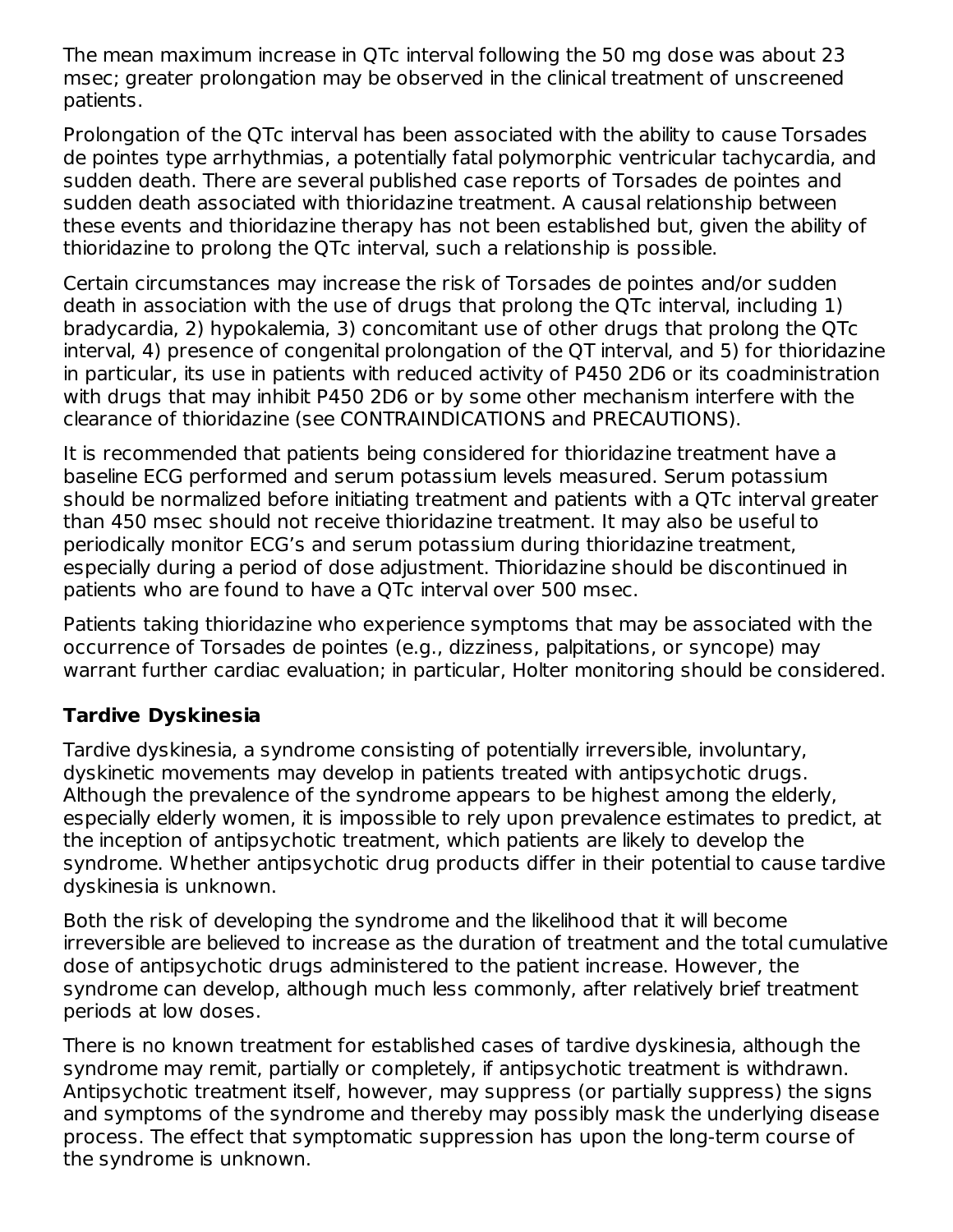The mean maximum increase in QTc interval following the 50 mg dose was about 23 msec; greater prolongation may be observed in the clinical treatment of unscreened patients.

Prolongation of the QTc interval has been associated with the ability to cause Torsades de pointes type arrhythmias, a potentially fatal polymorphic ventricular tachycardia, and sudden death. There are several published case reports of Torsades de pointes and sudden death associated with thioridazine treatment. A causal relationship between these events and thioridazine therapy has not been established but, given the ability of thioridazine to prolong the QTc interval, such a relationship is possible.

Certain circumstances may increase the risk of Torsades de pointes and/or sudden death in association with the use of drugs that prolong the QTc interval, including 1) bradycardia, 2) hypokalemia, 3) concomitant use of other drugs that prolong the QTc interval, 4) presence of congenital prolongation of the QT interval, and 5) for thioridazine in particular, its use in patients with reduced activity of P450 2D6 or its coadministration with drugs that may inhibit P450 2D6 or by some other mechanism interfere with the clearance of thioridazine (see CONTRAINDICATIONS and PRECAUTIONS).

It is recommended that patients being considered for thioridazine treatment have a baseline ECG performed and serum potassium levels measured. Serum potassium should be normalized before initiating treatment and patients with a QTc interval greater than 450 msec should not receive thioridazine treatment. It may also be useful to periodically monitor ECG's and serum potassium during thioridazine treatment, especially during a period of dose adjustment. Thioridazine should be discontinued in patients who are found to have a QTc interval over 500 msec.

Patients taking thioridazine who experience symptoms that may be associated with the occurrence of Torsades de pointes (e.g., dizziness, palpitations, or syncope) may warrant further cardiac evaluation; in particular, Holter monitoring should be considered.

**Tardive Dyskinesia**

Tardive dyskinesia, a syndrome consisting of potentially irreversible, involuntary, dyskinetic movements may develop in patients treated with antipsychotic drugs. Although the prevalence of the syndrome appears to be highest among the elderly, especially elderly women, it is impossible to rely upon prevalence estimates to predict, at the inception of antipsychotic treatment, which patients are likely to develop the syndrome. Whether antipsychotic drug products differ in their potential to cause tardive dyskinesia is unknown.

Both the risk of developing the syndrome and the likelihood that it will become irreversible are believed to increase as the duration of treatment and the total cumulative dose of antipsychotic drugs administered to the patient increase. However, the syndrome can develop, although much less commonly, after relatively brief treatment periods at low doses.

There is no known treatment for established cases of tardive dyskinesia, although the syndrome may remit, partially or completely, if antipsychotic treatment is withdrawn. Antipsychotic treatment itself, however, may suppress (or partially suppress) the signs and symptoms of the syndrome and thereby may possibly mask the underlying disease process. The effect that symptomatic suppression has upon the long-term course of the syndrome is unknown.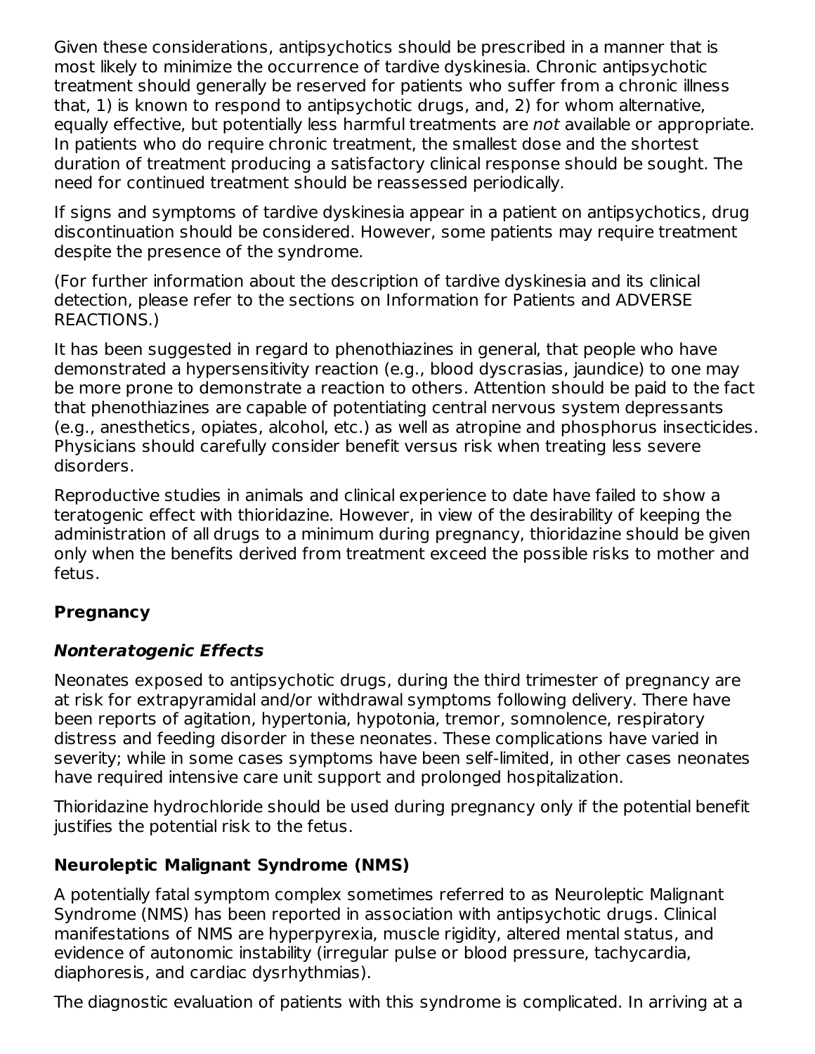Given these considerations, antipsychotics should be prescribed in a manner that is most likely to minimize the occurrence of tardive dyskinesia. Chronic antipsychotic treatment should generally be reserved for patients who suffer from a chronic illness that, 1) is known to respond to antipsychotic drugs, and, 2) for whom alternative, equally effective, but potentially less harmful treatments are *not* available or appropriate. In patients who do require chronic treatment, the smallest dose and the shortest duration of treatment producing a satisfactory clinical response should be sought. The need for continued treatment should be reassessed periodically.

If signs and symptoms of tardive dyskinesia appear in a patient on antipsychotics, drug discontinuation should be considered. However, some patients may require treatment despite the presence of the syndrome.

(For further information about the description of tardive dyskinesia and its clinical detection, please refer to the sections on Information for Patients and ADVERSE REACTIONS.)

It has been suggested in regard to phenothiazines in general, that people who have demonstrated a hypersensitivity reaction (e.g., blood dyscrasias, jaundice) to one may be more prone to demonstrate a reaction to others. Attention should be paid to the fact that phenothiazines are capable of potentiating central nervous system depressants (e.g., anesthetics, opiates, alcohol, etc.) as well as atropine and phosphorus insecticides. Physicians should carefully consider benefit versus risk when treating less severe disorders.

Reproductive studies in animals and clinical experience to date have failed to show a teratogenic effect with thioridazine. However, in view of the desirability of keeping the administration of all drugs to a minimum during pregnancy, thioridazine should be given only when the benefits derived from treatment exceed the possible risks to mother and fetus.

## Pregnancy

### *Nonteratogenic Effects*

Neonates exposed to antipsychotic drugs, during the third trimester of pregnancy are at risk for extrapyramidal and/or withdrawal symptoms following delivery. There have been reports of agitation, hypertonia, hypotonia, tremor, somnolence, respiratory distress and feeding disorder in these neonates. These complications have varied in severity; while in some cases symptoms have been self-limited, in other cases neonates have required intensive care unit support and prolonged hospitalization.

Thioridazine hydrochloride should be used during pregnancy only if the potential benefit justifies the potential risk to the fetus.

## Neuroleptic Malignant Syndrome (NMS)

A potentially fatal symptom complex sometimes referred to as Neuroleptic Malignant Syndrome (NMS) has been reported in association with antipsychotic drugs. Clinical manifestations of NMS are hyperpyrexia, muscle rigidity, altered mental status, and evidence of autonomic instability (irregular pulse or blood pressure, tachycardia, diaphoresis, and cardiac dysrhythmias).

The diagnostic evaluation of patients with this syndrome is complicated. In arriving at a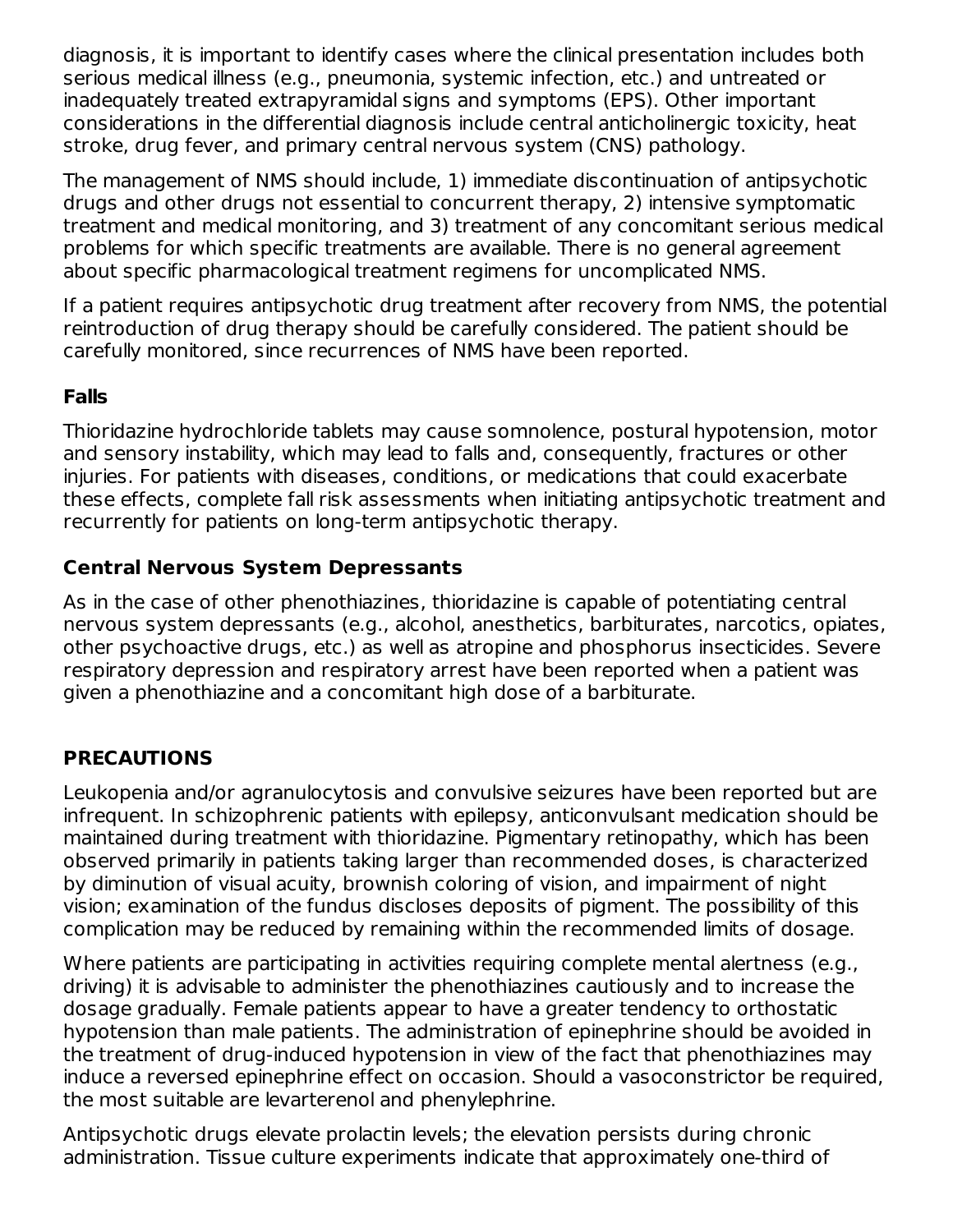diagnosis, it is important to identify cases where the clinical presentation includes both serious medical illness (e.g., pneumonia, systemic infection, etc.) and untreated or inadequately treated extrapyramidal signs and symptoms (EPS). Other important considerations in the differential diagnosis include central anticholinergic toxicity, heat stroke, drug fever, and primary central nervous system (CNS) pathology.

The management of NMS should include, 1) immediate discontinuation of antipsychotic drugs and other drugs not essential to concurrent therapy, 2) intensive symptomatic treatment and medical monitoring, and 3) treatment of any concomitant serious medical problems for which specific treatments are available. There is no general agreement about specific pharmacological treatment regimens for uncomplicated NMS.

If a patient requires antipsychotic drug treatment after recovery from NMS, the potential reintroduction of drug therapy should be carefully considered. The patient should be carefully monitored, since recurrences of NMS have been reported.

**Falls**

Thioridazine hydrochloride tablets may cause somnolence, postural hypotension, motor and sensory instability, which may lead to falls and, consequently, fractures or other injuries. For patients with diseases, conditions, or medications that could exacerbate these effects, complete fall risk assessments when initiating antipsychotic treatment and recurrently for patients on long-term antipsychotic therapy.

**Central Nervous System Depressants**

As in the case of other phenothiazines, thioridazine is capable of potentiating central nervous system depressants (e.g., alcohol, anesthetics, barbiturates, narcotics, opiates, other psychoactive drugs, etc.) as well as atropine and phosphorus insecticides. Severe respiratory depression and respiratory arrest have been reported when a patient was given a phenothiazine and a concomitant high dose of a barbiturate.

## PRECAUTIONS

Leukopenia and/or agranulocytosis and convulsive seizures have been reported but are infrequent. In schizophrenic patients with epilepsy, anticonvulsant medication should be maintained during treatment with thioridazine. Pigmentary retinopathy, which has been observed primarily in patients taking larger than recommended doses, is characterized by diminution of visual acuity, brownish coloring of vision, and impairment of night vision; examination of the fundus discloses deposits of pigment. The possibility of this complication may be reduced by remaining within the recommended limits of dosage.

Where patients are participating in activities requiring complete mental alertness (e.g., driving) it is advisable to administer the phenothiazines cautiously and to increase the dosage gradually. Female patients appear to have a greater tendency to orthostatic hypotension than male patients. The administration of epinephrine should be avoided in the treatment of drug-induced hypotension in view of the fact that phenothiazines may induce a reversed epinephrine effect on occasion. Should a vasoconstrictor be required, the most suitable are levarterenol and phenylephrine.

Antipsychotic drugs elevate prolactin levels; the elevation persists during chronic administration. Tissue culture experiments indicate that approximately one-third of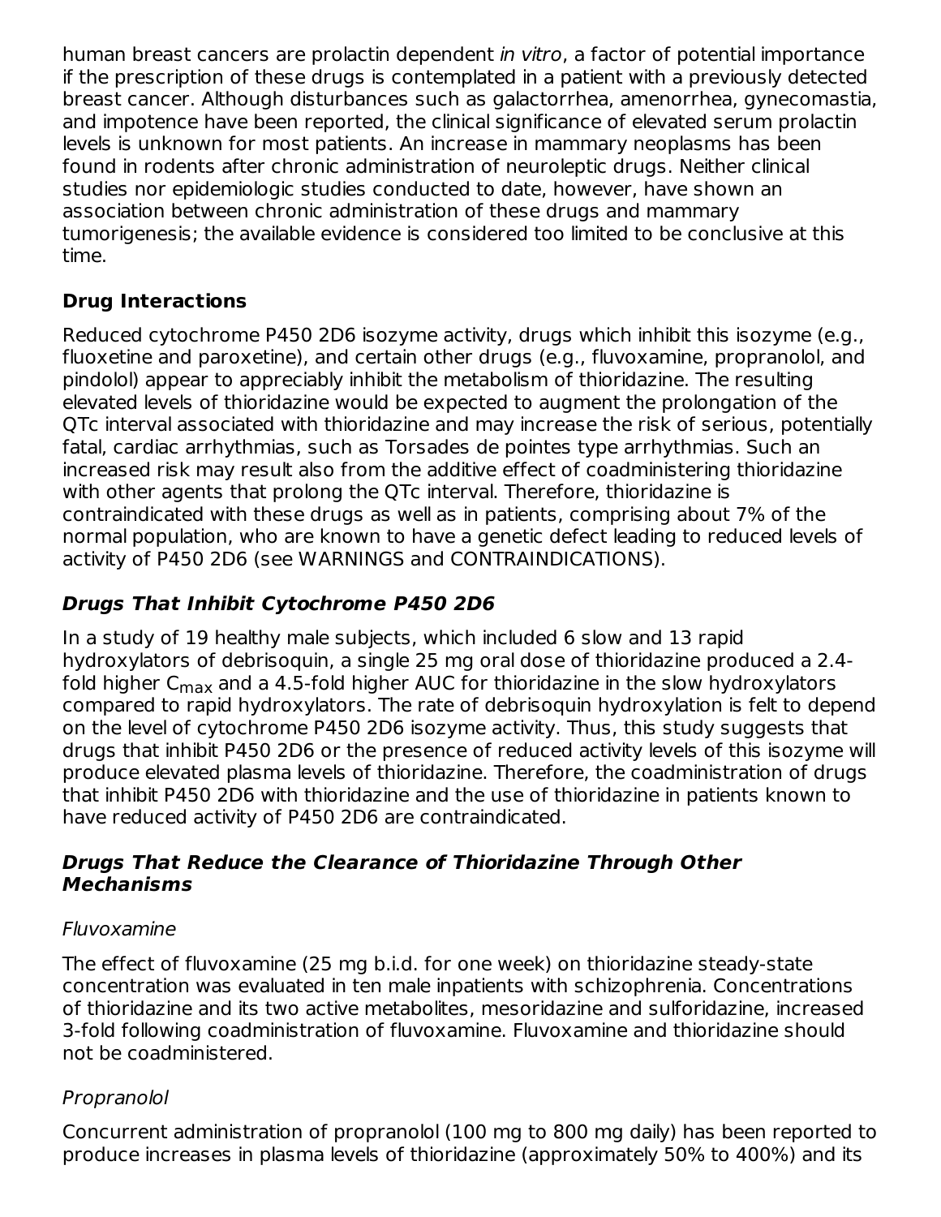human breast cancers are prolactin dependent *in vitro*, a factor of potential importance if the prescription of these drugs is contemplated in a patient with a previously detected breast cancer. Although disturbances such as galactorrhea, amenorrhea, gynecomastia, and impotence have been reported, the clinical significance of elevated serum prolactin levels is unknown for most patients. An increase in mammary neoplasms has been found in rodents after chronic administration of neuroleptic drugs. Neither clinical studies nor epidemiologic studies conducted to date, however, have shown an association between chronic administration of these drugs and mammary tumorigenesis; the available evidence is considered too limited to be conclusive at this time.

## Drug Interactions

Reduced cytochrome P450 2D6 isozyme activity, drugs which inhibit this isozyme (e.g., fluoxetine and paroxetine), and certain other drugs (e.g., fluvoxamine, propranolol, and pindolol) appear to appreciably inhibit the metabolism of thioridazine. The resulting elevated levels of thioridazine would be expected to augment the prolongation of the QTc interval associated with thioridazine and may increase the risk of serious, potentially fatal, cardiac arrhythmias, such as Torsades de pointes type arrhythmias. Such an increased risk may result also from the additive effect of coadministering thioridazine with other agents that prolong the QTc interval. Therefore, thioridazine is contraindicated with these drugs as well as in patients, comprising about 7% of the normal population, who are known to have a genetic defect leading to reduced levels of activity of P450 2D6 (see WARNINGS and CONTRAINDICATIONS).

### *Drugs That Inhibit Cytochrome P450 2D6*

In a study of 19 healthy male subjects, which included 6 slow and 13 rapid hydroxylators of debrisoquin, a single 25 mg oral dose of thioridazine produced a 2.4-fold higher $C_{max}$ and a 4.5-fold higher AUC for thioridazine in the slow hydroxylators compared to rapid hydroxylators. The rate of debrisoquin hydroxylation is felt to depend on the level of cytochrome P450 2D6 isozyme activity. Thus, this study suggests that drugs that inhibit P450 2D6 or the presence of reduced activity levels of this isozyme will produce elevated plasma levels of thioridazine. Therefore, the coadministration of drugs that inhibit P450 2D6 with thioridazine and the use of thioridazine in patients known to have reduced activity of P450 2D6 are contraindicated.

### *Drugs That Reduce the Clearance of Thioridazine Through Other Mechanisms*

*Fluvoxamine*

The effect of fluvoxamine (25 mg b.i.d. for one week) on thioridazine steady-state concentration was evaluated in ten male inpatients with schizophrenia. Concentrations of thioridazine and its two active metabolites, mesoridazine and sulforidazine, increased 3-fold following coadministration of fluvoxamine. Fluvoxamine and thioridazine should not be coadministered.

*Propranolol*

Concurrent administration of propranolol (100 mg to 800 mg daily) has been reported to produce increases in plasma levels of thioridazine (approximately 50% to 400%) and its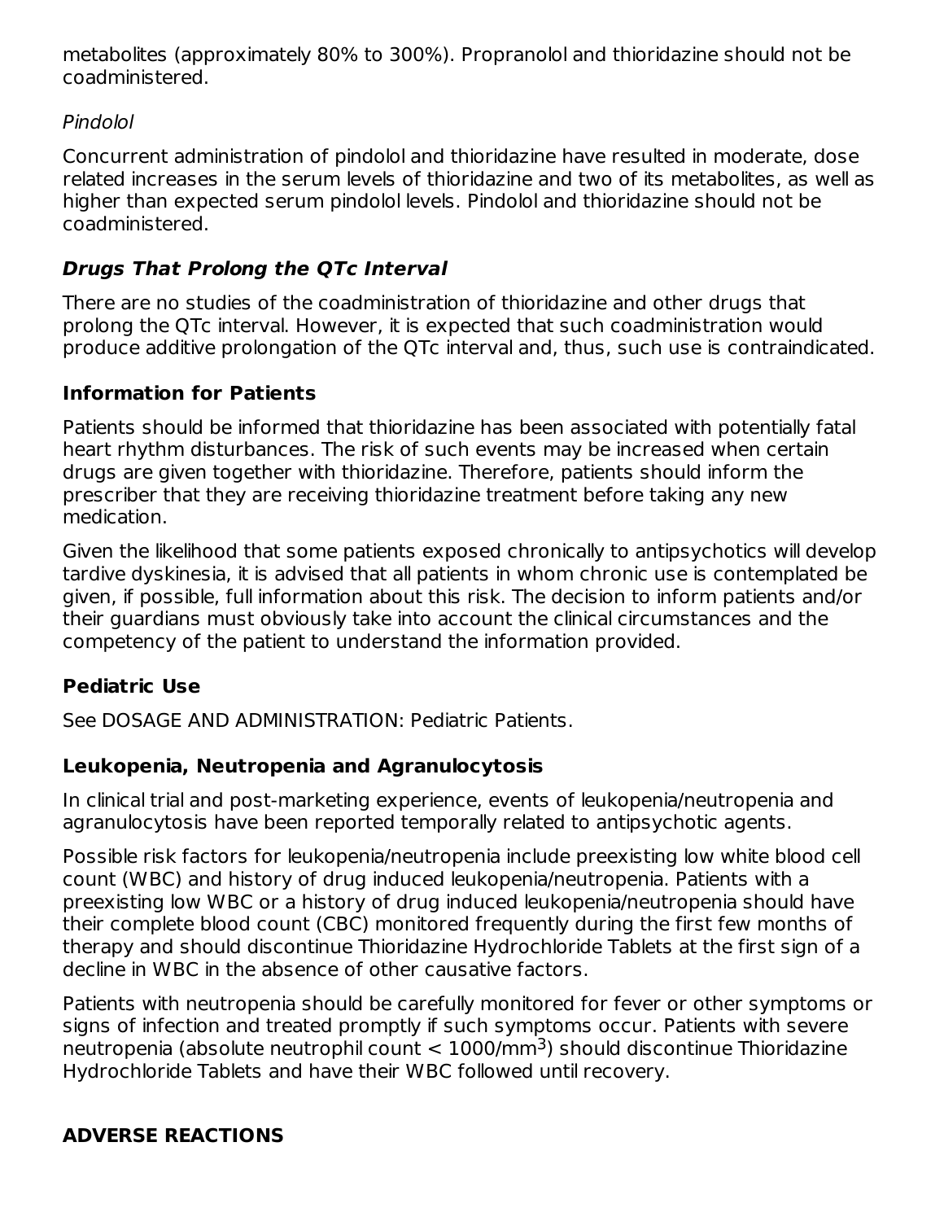metabolites (approximately 80% to 300%). Propranolol and thioridazine should not be coadministered.

*Pindolol*

Concurrent administration of pindolol and thioridazine have resulted in moderate, dose related increases in the serum levels of thioridazine and two of its metabolites, as well as higher than expected serum pindolol levels. Pindolol and thioridazine should not be coadministered.

### ***Drugs That Prolong the QTc Interval***

There are no studies of the coadministration of thioridazine and other drugs that prolong the QTc interval. However, it is expected that such coadministration would produce additive prolongation of the QTc interval and, thus, such use is contraindicated.

### **Information for Patients**

Patients should be informed that thioridazine has been associated with potentially fatal heart rhythm disturbances. The risk of such events may be increased when certain drugs are given together with thioridazine. Therefore, patients should inform the prescriber that they are receiving thioridazine treatment before taking any new medication.

Given the likelihood that some patients exposed chronically to antipsychotics will develop tardive dyskinesia, it is advised that all patients in whom chronic use is contemplated be given, if possible, full information about this risk. The decision to inform patients and/or their guardians must obviously take into account the clinical circumstances and the competency of the patient to understand the information provided.

### **Pediatric Use**

See DOSAGE AND ADMINISTRATION: Pediatric Patients.

### **Leukopenia, Neutropenia and Agranulocytosis**

In clinical trial and post-marketing experience, events of leukopenia/neutropenia and agranulocytosis have been reported temporally related to antipsychotic agents.

Possible risk factors for leukopenia/neutropenia include preexisting low white blood cell count (WBC) and history of drug induced leukopenia/neutropenia. Patients with a preexisting low WBC or a history of drug induced leukopenia/neutropenia should have their complete blood count (CBC) monitored frequently during the first few months of therapy and should discontinue Thioridazine Hydrochloride Tablets at the first sign of a decline in WBC in the absence of other causative factors.

Patients with neutropenia should be carefully monitored for fever or other symptoms or signs of infection and treated promptly if such symptoms occur. Patients with severe neutropenia (absolute neutrophil count < 1000/mm$^3$) should discontinue Thioridazine Hydrochloride Tablets and have their WBC followed until recovery.

## **ADVERSE REACTIONS**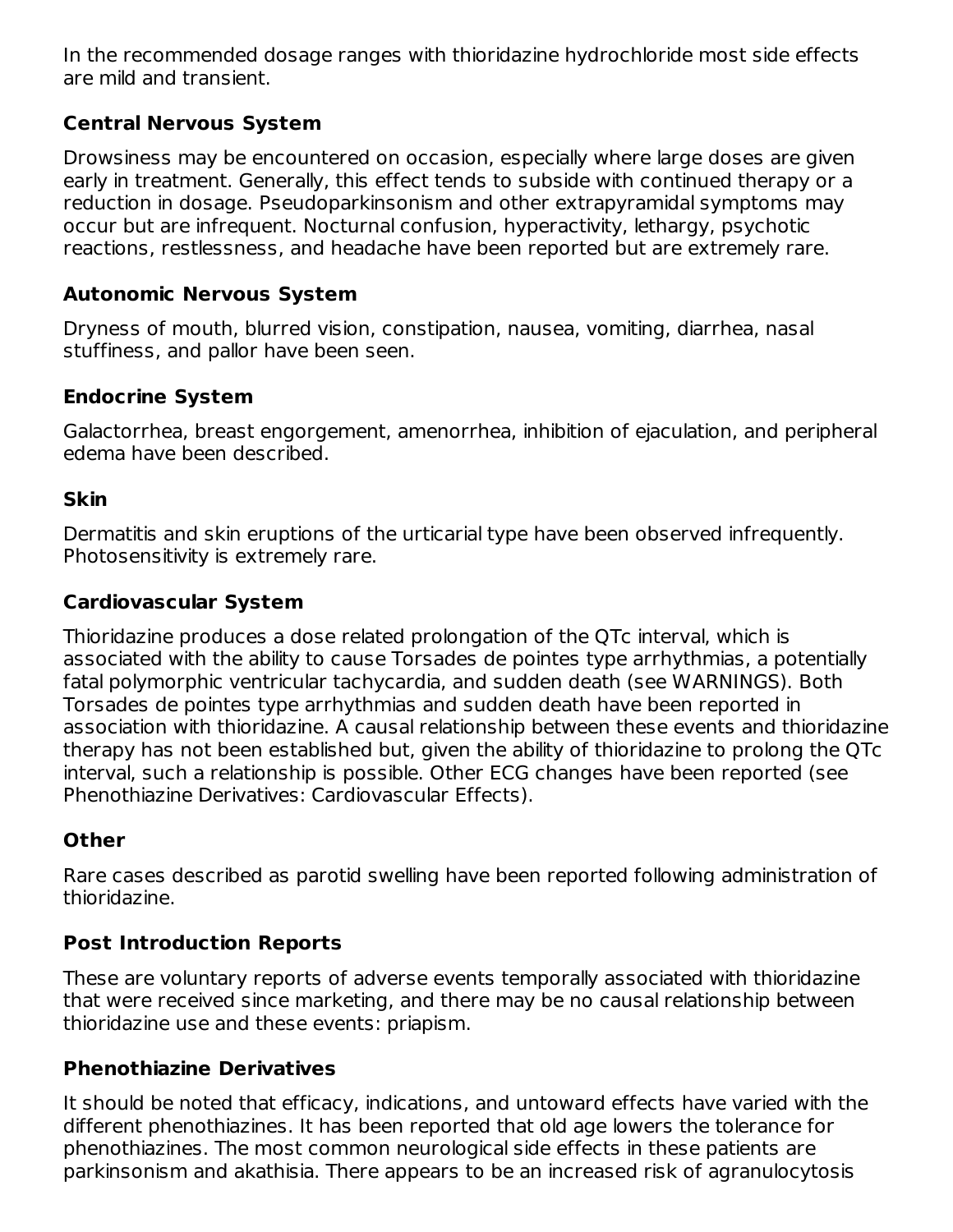In the recommended dosage ranges with thioridazine hydrochloride most side effects are mild and transient.

### Central Nervous System

Drowsiness may be encountered on occasion, especially where large doses are given early in treatment. Generally, this effect tends to subside with continued therapy or a reduction in dosage. Pseudoparkinsonism and other extrapyramidal symptoms may occur but are infrequent. Nocturnal confusion, hyperactivity, lethargy, psychotic reactions, restlessness, and headache have been reported but are extremely rare.

### Autonomic Nervous System

Dryness of mouth, blurred vision, constipation, nausea, vomiting, diarrhea, nasal stuffiness, and pallor have been seen.

### Endocrine System

Galactorrhea, breast engorgement, amenorrhea, inhibition of ejaculation, and peripheral edema have been described.

### Skin

Dermatitis and skin eruptions of the urticarial type have been observed infrequently. Photosensitivity is extremely rare.

### Cardiovascular System

Thioridazine produces a dose related prolongation of the QTc interval, which is associated with the ability to cause Torsades de pointes type arrhythmias, a potentially fatal polymorphic ventricular tachycardia, and sudden death (see WARNINGS). Both Torsades de pointes type arrhythmias and sudden death have been reported in association with thioridazine. A causal relationship between these events and thioridazine therapy has not been established but, given the ability of thioridazine to prolong the QTc interval, such a relationship is possible. Other ECG changes have been reported (see Phenothiazine Derivatives: Cardiovascular Effects).

### Other

Rare cases described as parotid swelling have been reported following administration of thioridazine.

### Post Introduction Reports

These are voluntary reports of adverse events temporally associated with thioridazine that were received since marketing, and there may be no causal relationship between thioridazine use and these events: priapism.

### Phenothiazine Derivatives

It should be noted that efficacy, indications, and untoward effects have varied with the different phenothiazines. It has been reported that old age lowers the tolerance for phenothiazines. The most common neurological side effects in these patients are parkinsonism and akathisia. There appears to be an increased risk of agranulocytosis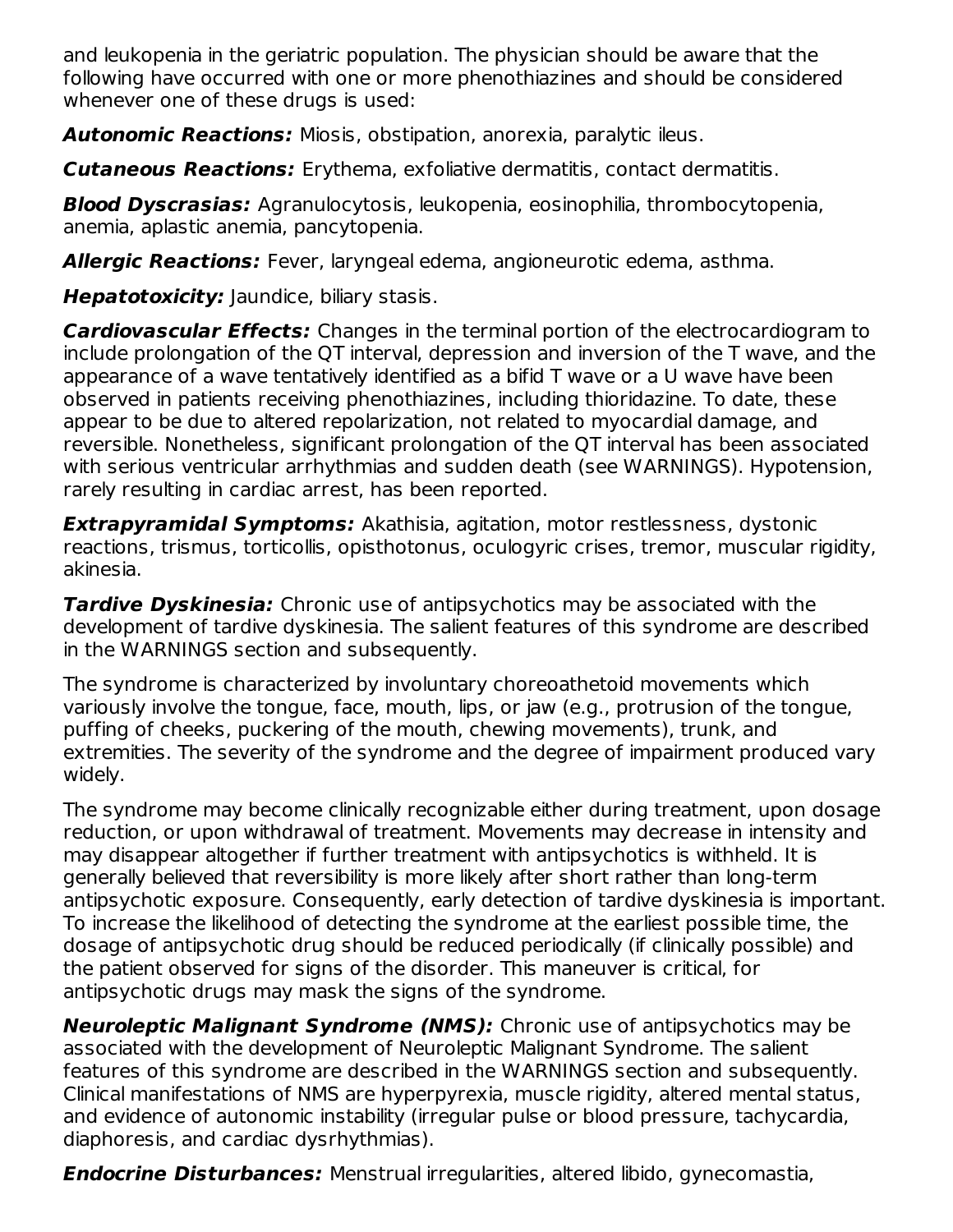and leukopenia in the geriatric population. The physician should be aware that the following have occurred with one or more phenothiazines and should be considered whenever one of these drugs is used:

***Autonomic Reactions:*** Miosis, obstipation, anorexia, paralytic ileus.

***Cutaneous Reactions:*** Erythema, exfoliative dermatitis, contact dermatitis.

***Blood Dyscrasias:*** Agranulocytosis, leukopenia, eosinophilia, thrombocytopenia, anemia, aplastic anemia, pancytopenia.

***Allergic Reactions:*** Fever, laryngeal edema, angioneurotic edema, asthma.

***Hepatotoxicity:*** Jaundice, biliary stasis.

***Cardiovascular Effects:*** Changes in the terminal portion of the electrocardiogram to include prolongation of the QT interval, depression and inversion of the T wave, and the appearance of a wave tentatively identified as a bifid T wave or a U wave have been observed in patients receiving phenothiazines, including thioridazine. To date, these appear to be due to altered repolarization, not related to myocardial damage, and reversible. Nonetheless, significant prolongation of the QT interval has been associated with serious ventricular arrhythmias and sudden death (see WARNINGS). Hypotension, rarely resulting in cardiac arrest, has been reported.

***Extrapyramidal Symptoms:*** Akathisia, agitation, motor restlessness, dystonic reactions, trismus, torticollis, opisthotonus, oculogyric crises, tremor, muscular rigidity, akinesia.

***Tardive Dyskinesia:*** Chronic use of antipsychotics may be associated with the development of tardive dyskinesia. The salient features of this syndrome are described in the WARNINGS section and subsequently.

The syndrome is characterized by involuntary choreoathetoid movements which variously involve the tongue, face, mouth, lips, or jaw (e.g., protrusion of the tongue, puffing of cheeks, puckering of the mouth, chewing movements), trunk, and extremities. The severity of the syndrome and the degree of impairment produced vary widely.

The syndrome may become clinically recognizable either during treatment, upon dosage reduction, or upon withdrawal of treatment. Movements may decrease in intensity and may disappear altogether if further treatment with antipsychotics is withheld. It is generally believed that reversibility is more likely after short rather than long-term antipsychotic exposure. Consequently, early detection of tardive dyskinesia is important. To increase the likelihood of detecting the syndrome at the earliest possible time, the dosage of antipsychotic drug should be reduced periodically (if clinically possible) and the patient observed for signs of the disorder. This maneuver is critical, for antipsychotic drugs may mask the signs of the syndrome.

***Neuroleptic Malignant Syndrome (NMS):*** Chronic use of antipsychotics may be associated with the development of Neuroleptic Malignant Syndrome. The salient features of this syndrome are described in the WARNINGS section and subsequently. Clinical manifestations of NMS are hyperpyrexia, muscle rigidity, altered mental status, and evidence of autonomic instability (irregular pulse or blood pressure, tachycardia, diaphoresis, and cardiac dysrhythmias).

***Endocrine Disturbances:*** Menstrual irregularities, altered libido, gynecomastia,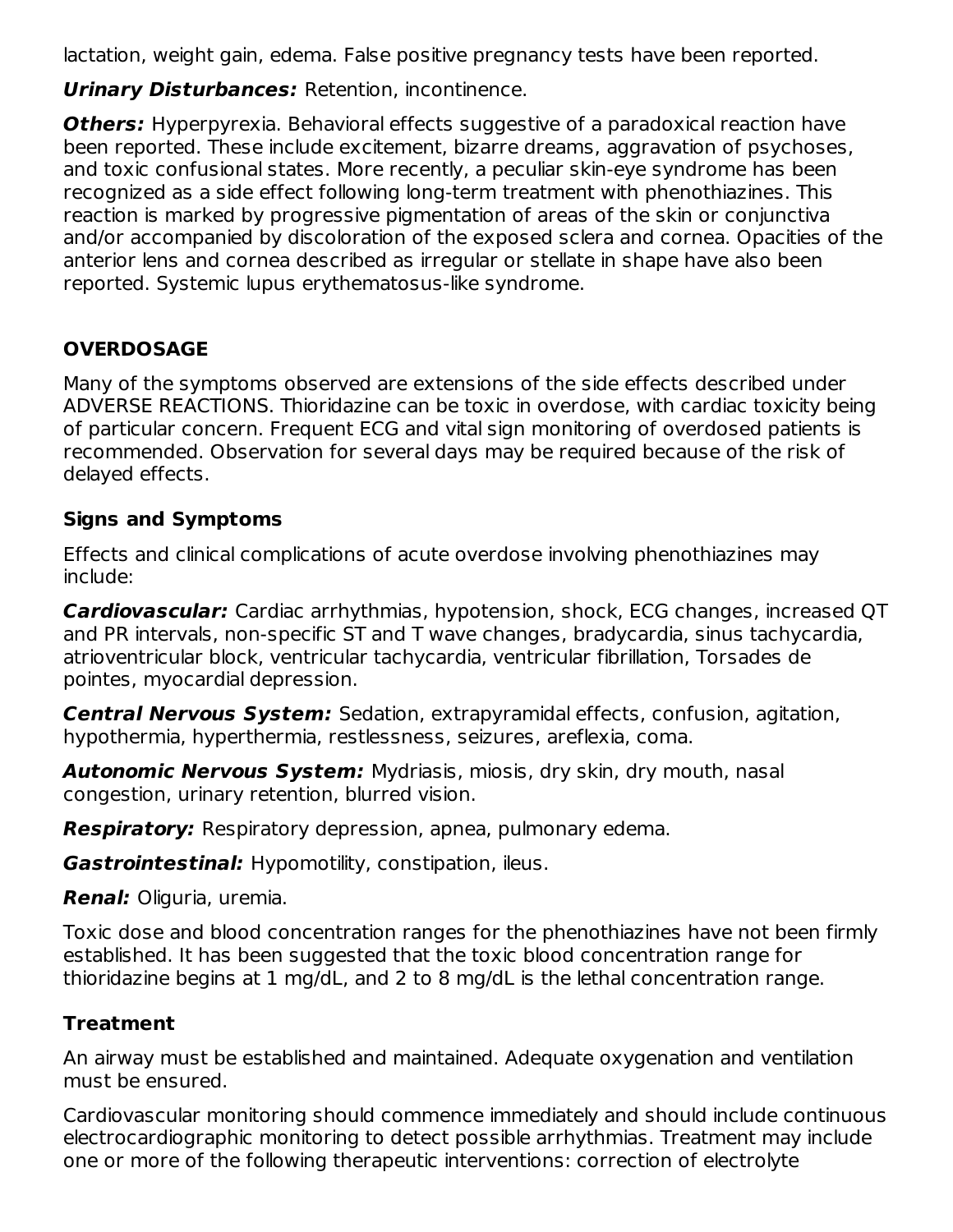lactation, weight gain, edema. False positive pregnancy tests have been reported.

***Urinary Disturbances:*** Retention, incontinence.

***Others:*** Hyperpyrexia. Behavioral effects suggestive of a paradoxical reaction have been reported. These include excitement, bizarre dreams, aggravation of psychoses, and toxic confusional states. More recently, a peculiar skin-eye syndrome has been recognized as a side effect following long-term treatment with phenothiazines. This reaction is marked by progressive pigmentation of areas of the skin or conjunctiva and/or accompanied by discoloration of the exposed sclera and cornea. Opacities of the anterior lens and cornea described as irregular or stellate in shape have also been reported. Systemic lupus erythematosus-like syndrome.

## OVERDOSAGE

Many of the symptoms observed are extensions of the side effects described under ADVERSE REACTIONS. Thioridazine can be toxic in overdose, with cardiac toxicity being of particular concern. Frequent ECG and vital sign monitoring of overdosed patients is recommended. Observation for several days may be required because of the risk of delayed effects.

### Signs and Symptoms

Effects and clinical complications of acute overdose involving phenothiazines may include:

***Cardiovascular:*** Cardiac arrhythmias, hypotension, shock, ECG changes, increased QT and PR intervals, non-specific ST and T wave changes, bradycardia, sinus tachycardia, atrioventricular block, ventricular tachycardia, ventricular fibrillation, Torsades de pointes, myocardial depression.

***Central Nervous System:*** Sedation, extrapyramidal effects, confusion, agitation, hypothermia, hyperthermia, restlessness, seizures, areflexia, coma.

***Autonomic Nervous System:*** Mydriasis, miosis, dry skin, dry mouth, nasal congestion, urinary retention, blurred vision.

***Respiratory:*** Respiratory depression, apnea, pulmonary edema.

***Gastrointestinal:*** Hypomotility, constipation, ileus.

***Renal:*** Oliguria, uremia.

Toxic dose and blood concentration ranges for the phenothiazines have not been firmly established. It has been suggested that the toxic blood concentration range for thioridazine begins at 1 mg/dL, and 2 to 8 mg/dL is the lethal concentration range.

### Treatment

An airway must be established and maintained. Adequate oxygenation and ventilation must be ensured.

Cardiovascular monitoring should commence immediately and should include continuous electrocardiographic monitoring to detect possible arrhythmias. Treatment may include one or more of the following therapeutic interventions: correction of electrolyte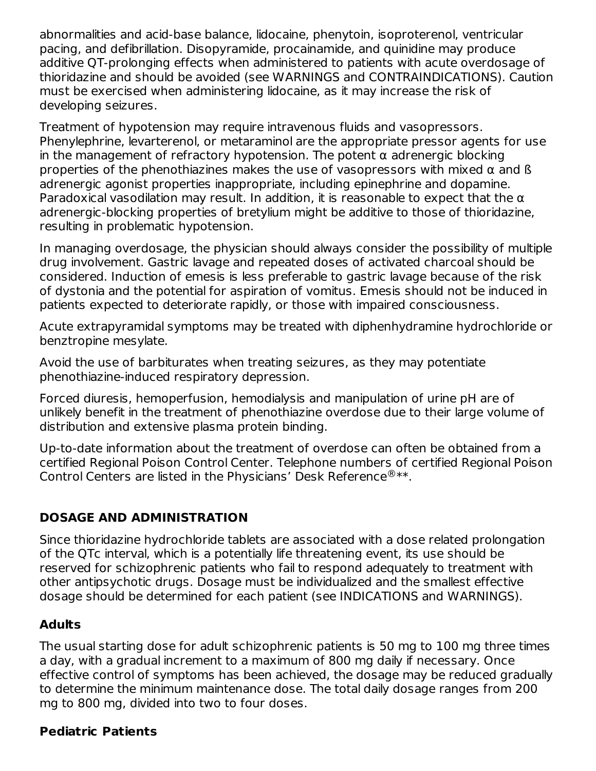abnormalities and acid-base balance, lidocaine, phenytoin, isoproterenol, ventricular pacing, and defibrillation. Disopyramide, procainamide, and quinidine may produce additive QT-prolonging effects when administered to patients with acute overdosage of thioridazine and should be avoided (see WARNINGS and CONTRAINDICATIONS). Caution must be exercised when administering lidocaine, as it may increase the risk of developing seizures.

Treatment of hypotension may require intravenous fluids and vasopressors. Phenylephrine, levarterenol, or metaraminol are the appropriate pressor agents for use in the management of refractory hypotension. The potent α adrenergic blocking properties of the phenothiazines makes the use of vasopressors with mixed α and ß adrenergic agonist properties inappropriate, including epinephrine and dopamine. Paradoxical vasodilation may result. In addition, it is reasonable to expect that the α adrenergic-blocking properties of bretylium might be additive to those of thioridazine, resulting in problematic hypotension.

In managing overdosage, the physician should always consider the possibility of multiple drug involvement. Gastric lavage and repeated doses of activated charcoal should be considered. Induction of emesis is less preferable to gastric lavage because of the risk of dystonia and the potential for aspiration of vomitus. Emesis should not be induced in patients expected to deteriorate rapidly, or those with impaired consciousness.

Acute extrapyramidal symptoms may be treated with diphenhydramine hydrochloride or benztropine mesylate.

Avoid the use of barbiturates when treating seizures, as they may potentiate phenothiazine-induced respiratory depression.

Forced diuresis, hemoperfusion, hemodialysis and manipulation of urine pH are of unlikely benefit in the treatment of phenothiazine overdose due to their large volume of distribution and extensive plasma protein binding.

Up-to-date information about the treatment of overdose can often be obtained from a certified Regional Poison Control Center. Telephone numbers of certified Regional Poison Control Centers are listed in the Physicians' Desk Reference®**.

## DOSAGE AND ADMINISTRATION

Since thioridazine hydrochloride tablets are associated with a dose related prolongation of the QTc interval, which is a potentially life threatening event, its use should be reserved for schizophrenic patients who fail to respond adequately to treatment with other antipsychotic drugs. Dosage must be individualized and the smallest effective dosage should be determined for each patient (see INDICATIONS and WARNINGS).

### Adults

The usual starting dose for adult schizophrenic patients is 50 mg to 100 mg three times a day, with a gradual increment to a maximum of 800 mg daily if necessary. Once effective control of symptoms has been achieved, the dosage may be reduced gradually to determine the minimum maintenance dose. The total daily dosage ranges from 200 mg to 800 mg, divided into two to four doses.

### Pediatric Patients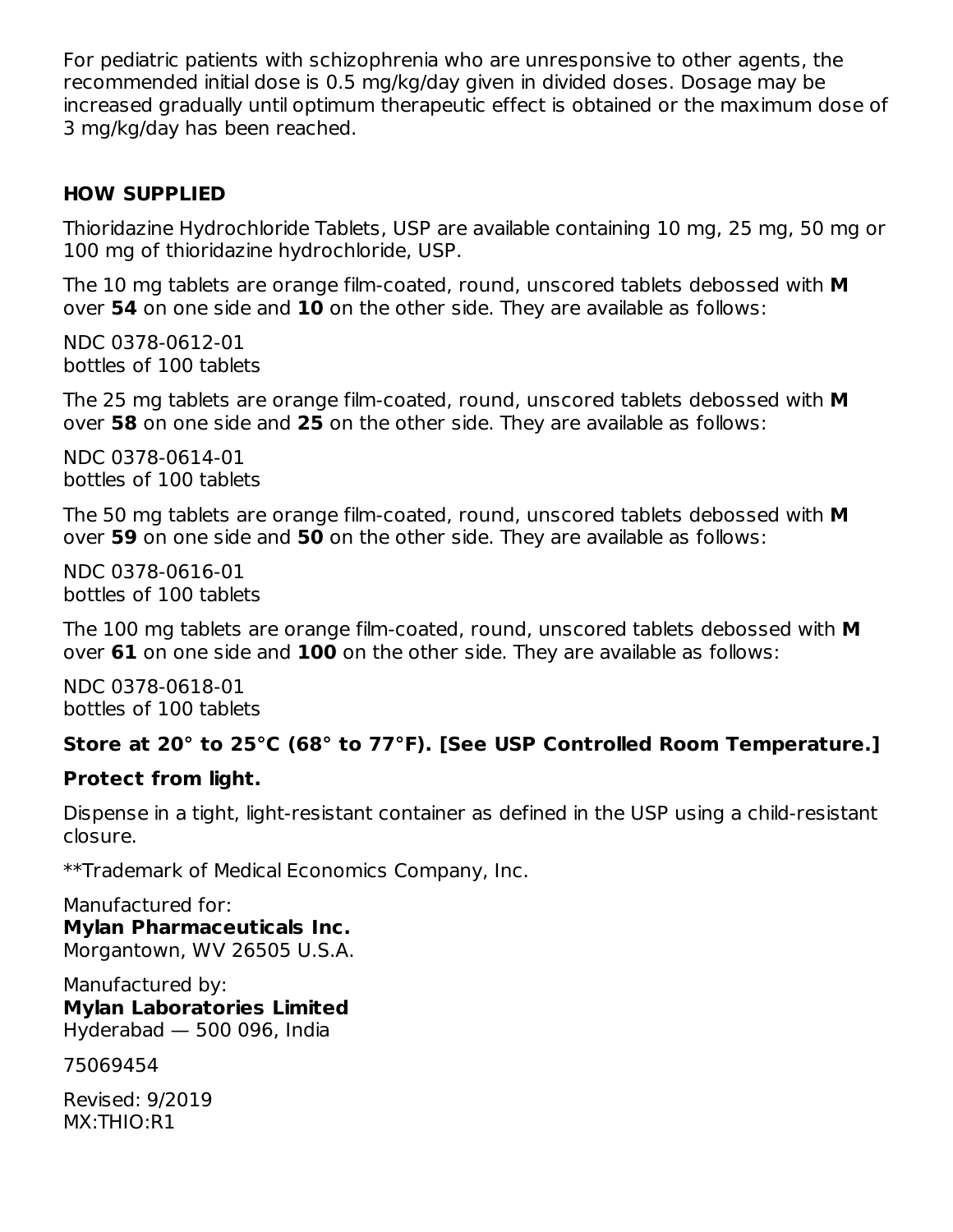For pediatric patients with schizophrenia who are unresponsive to other agents, the recommended initial dose is 0.5 mg/kg/day given in divided doses. Dosage may be increased gradually until optimum therapeutic effect is obtained or the maximum dose of 3 mg/kg/day has been reached.

## HOW SUPPLIED

Thioridazine Hydrochloride Tablets, USP are available containing 10 mg, 25 mg, 50 mg or 100 mg of thioridazine hydrochloride, USP.

The 10 mg tablets are orange film-coated, round, unscored tablets debossed with **M** over **54** on one side and **10** on the other side. They are available as follows:

NDC 0378-0612-01
bottles of 100 tablets

The 25 mg tablets are orange film-coated, round, unscored tablets debossed with **M** over **58** on one side and **25** on the other side. They are available as follows:

NDC 0378-0614-01
bottles of 100 tablets

The 50 mg tablets are orange film-coated, round, unscored tablets debossed with **M** over **59** on one side and **50** on the other side. They are available as follows:

NDC 0378-0616-01
bottles of 100 tablets

The 100 mg tablets are orange film-coated, round, unscored tablets debossed with **M** over **61** on one side and **100** on the other side. They are available as follows:

NDC 0378-0618-01
bottles of 100 tablets

**Store at 20° to 25°C (68° to 77°F). [See USP Controlled Room Temperature.]**

**Protect from light.**

Dispense in a tight, light-resistant container as defined in the USP using a child-resistant closure.

**Trademark of Medical Economics Company, Inc.

Manufactured for:
**Mylan Pharmaceuticals Inc.**
Morgantown, WV 26505 U.S.A.

Manufactured by:
**Mylan Laboratories Limited**
Hyderabad — 500 096, India

75069454

Revised: 9/2019
MX:THIO:R1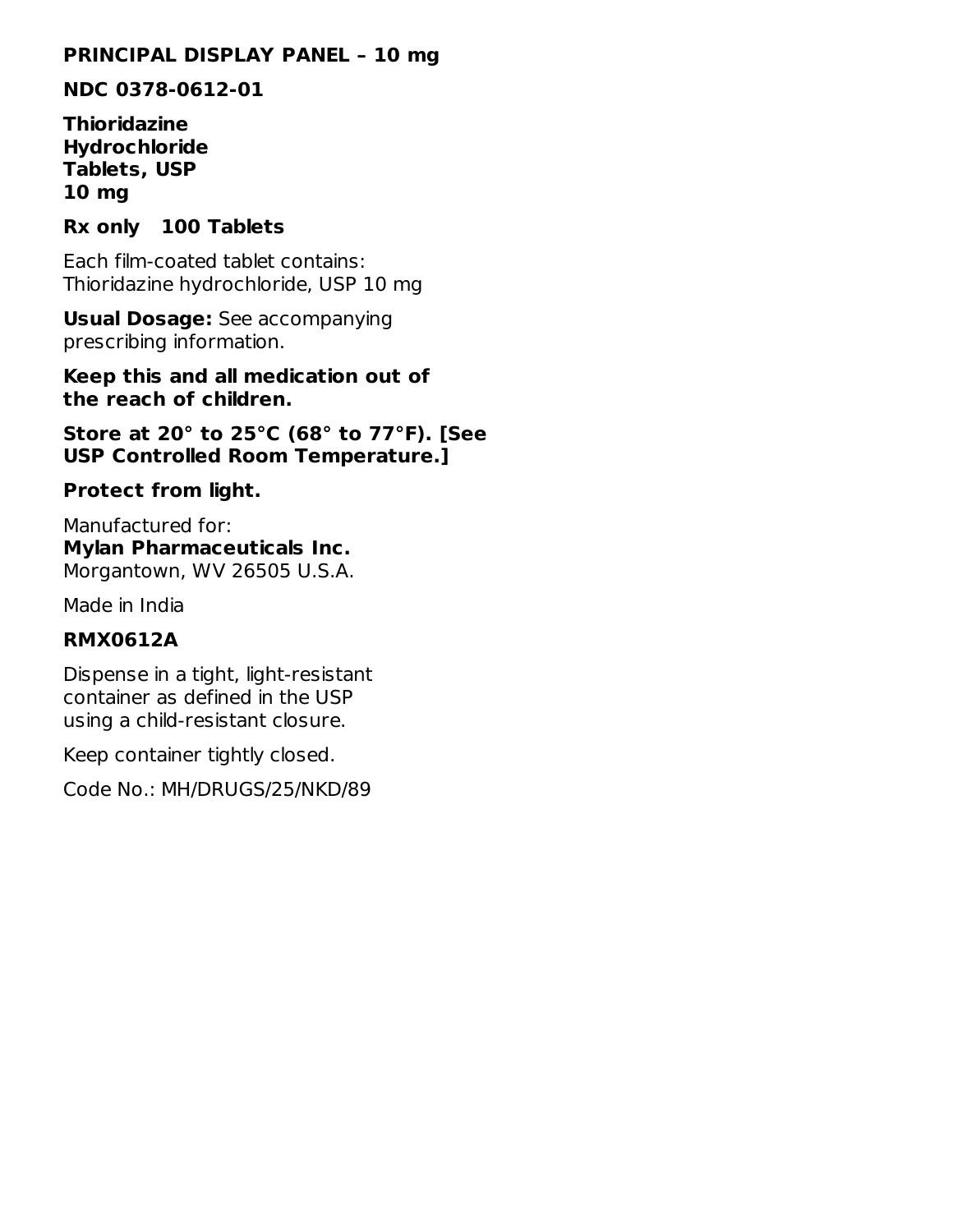**PRINCIPAL DISPLAY PANEL – 10 mg**

**NDC 0378-0612-01**

**Thioridazine Hydrochloride Tablets, USP 10 mg**

**Rx only   100 Tablets**

Each film-coated tablet contains:
Thioridazine hydrochloride, USP 10 mg

**Usual Dosage:** See accompanying prescribing information.

**Keep this and all medication out of the reach of children.**

**Store at 20° to 25°C (68° to 77°F). [See USP Controlled Room Temperature.]**

**Protect from light.**

Manufactured for:
**Mylan Pharmaceuticals Inc.**
Morgantown, WV 26505 U.S.A.

Made in India

**RMX0612A**

Dispense in a tight, light-resistant container as defined in the USP using a child-resistant closure.

Keep container tightly closed.

Code No.: MH/DRUGS/25/NKD/89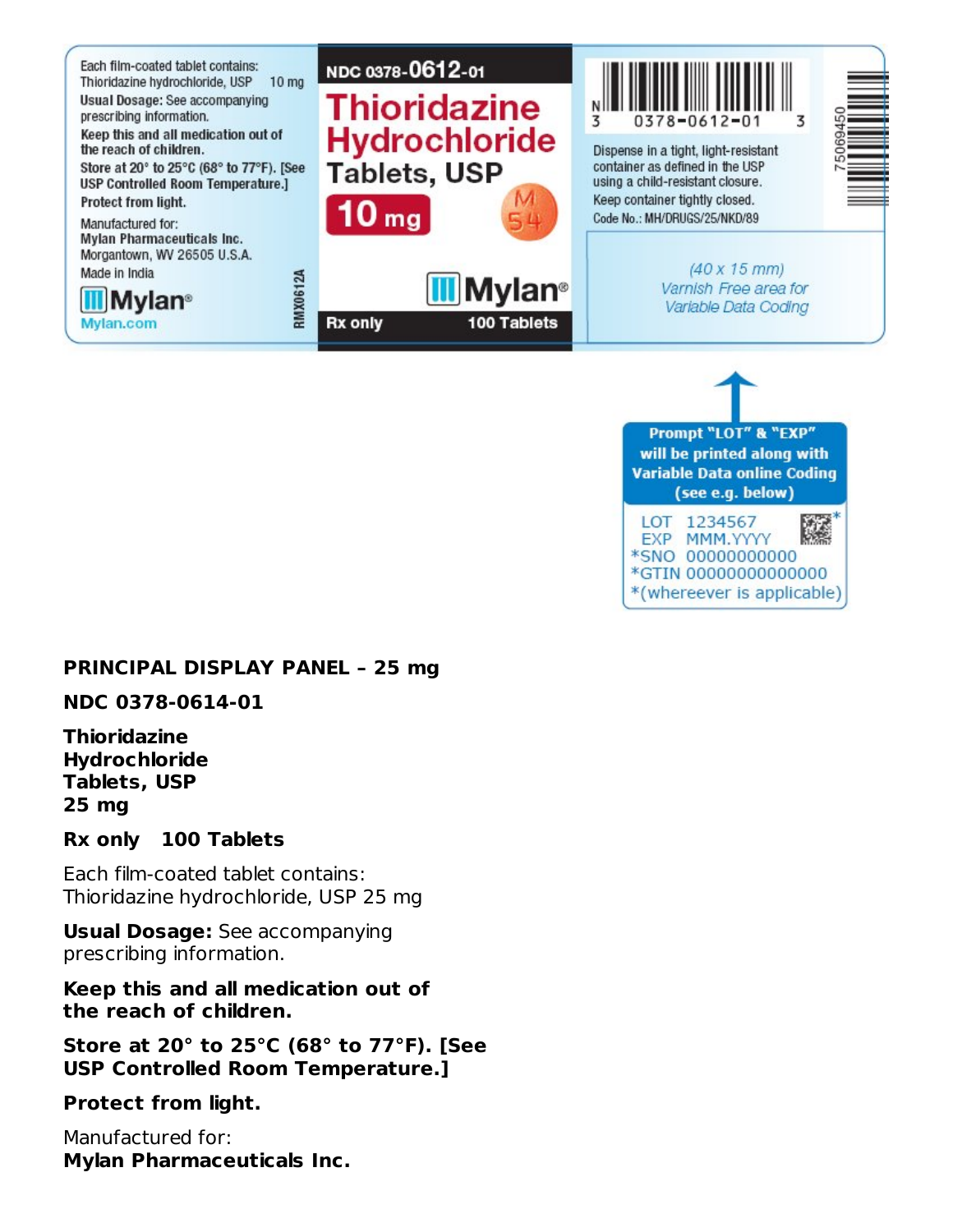Each film-coated tablet contains:
Thioridazine hydrochloride, USP 10 mg

**Usual Dosage:** See accompanying prescribing information.

**Keep this and all medication out of the reach of children.**

**Store at 20° to 25°C (68° to 77°F). [See USP Controlled Room Temperature.]**

**Protect from light.**

Manufactured for:
**Mylan Pharmaceuticals Inc.**
Morgantown, WV 26505 U.S.A.
Made in India

Mylan®
Mylan.com

RMX0612A

NDC 0378-0612-01

**Thioridazine Hydrochloride Tablets, USP**

**10 mg**

M 54

Mylan®

Rx only 100 Tablets

N 3 0378-0612-01 3

Dispense in a tight, light-resistant container as defined in the USP using a child-resistant closure.
Keep container tightly closed.
Code No.: MH/DRUGS/25/NKD/89

75069450

(40 x 15 mm)
Varnish Free area for Variable Data Coding

**Prompt "LOT" & "EXP" will be printed along with Variable Data online Coding (see e.g. below)**

LOT 1234567
EXP MMM.YYYY
*SNO 00000000000
*GTIN 00000000000000
*(whereever is applicable)

**PRINCIPAL DISPLAY PANEL – 25 mg**

**NDC 0378-0614-01**

**Thioridazine Hydrochloride Tablets, USP 25 mg**

**Rx only 100 Tablets**

Each film-coated tablet contains:
Thioridazine hydrochloride, USP 25 mg

**Usual Dosage:** See accompanying prescribing information.

**Keep this and all medication out of the reach of children.**

**Store at 20° to 25°C (68° to 77°F). [See USP Controlled Room Temperature.]**

**Protect from light.**

Manufactured for:
**Mylan Pharmaceuticals Inc.**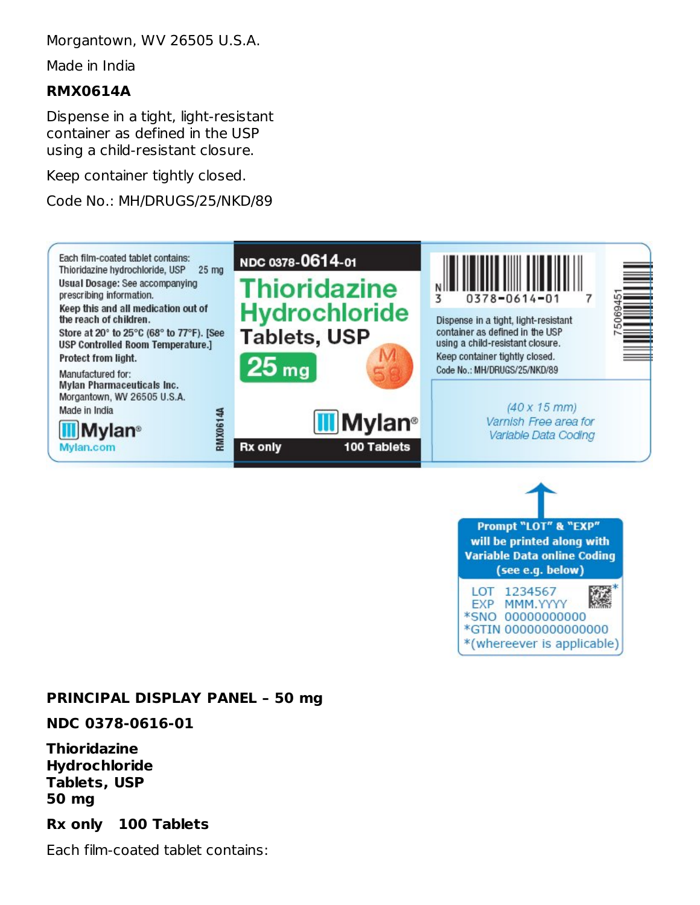Morgantown, WV 26505 U.S.A.

Made in India

**RMX0614A**

Dispense in a tight, light-resistant container as defined in the USP using a child-resistant closure.

Keep container tightly closed.

Code No.: MH/DRUGS/25/NKD/89

Each film-coated tablet contains:
Thioridazine hydrochloride, USP 25 mg

Usual Dosage: See accompanying prescribing information.

Keep this and all medication out of the reach of children.

Store at 20° to 25°C (68° to 77°F). [See USP Controlled Room Temperature.]

Protect from light.

Manufactured for:
Mylan Pharmaceuticals Inc.
Morgantown, WV 26505 U.S.A.
Made in India

Mylan
Mylan.com

RMX0614A

NDC 0378-0614-01

Thioridazine Hydrochloride Tablets, USP

25 mg

M 58

Mylan®

Rx only 100 Tablets

N 3 0378-0614-01 7

Dispense in a tight, light-resistant container as defined in the USP using a child-resistant closure.
Keep container tightly closed.
Code No.: MH/DRUGS/25/NKD/89

75069451

(40 x 15 mm)
Varnish Free area for
Variable Data Coding

Prompt "LOT" & "EXP" will be printed along with Variable Data online Coding (see e.g. below)

LOT 1234567
EXP MMM.YYYY
*SNO 00000000000
*GTIN 00000000000000
*(whereever is applicable)

**PRINCIPAL DISPLAY PANEL – 50 mg**

**NDC 0378-0616-01**

**Thioridazine Hydrochloride Tablets, USP 50 mg**

**Rx only 100 Tablets**

Each film-coated tablet contains: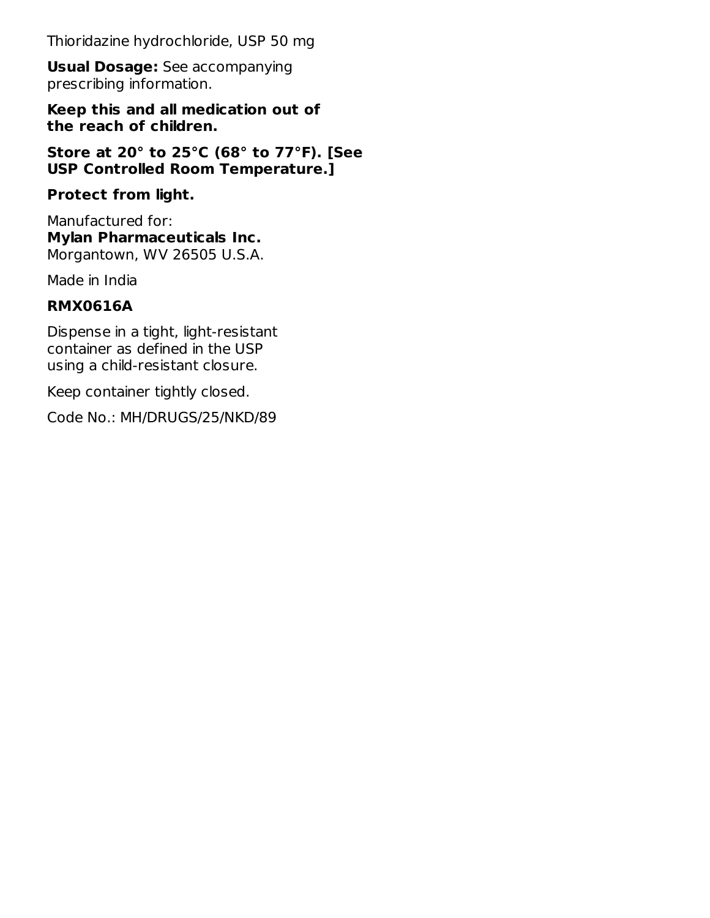Thioridazine hydrochloride, USP 50 mg

**Usual Dosage:** See accompanying prescribing information.

**Keep this and all medication out of the reach of children.**

**Store at 20° to 25°C (68° to 77°F). [See USP Controlled Room Temperature.]**

**Protect from light.**

Manufactured for:
**Mylan Pharmaceuticals Inc.**
Morgantown, WV 26505 U.S.A.

Made in India

**RMX0616A**

Dispense in a tight, light-resistant container as defined in the USP using a child-resistant closure.

Keep container tightly closed.

Code No.: MH/DRUGS/25/NKD/89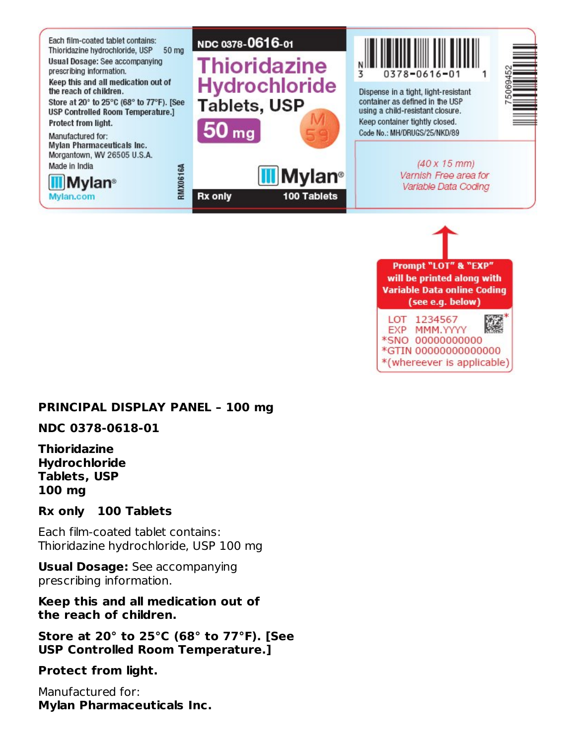Each film-coated tablet contains:
Thioridazine hydrochloride, USP 50 mg

**Usual Dosage:** See accompanying prescribing information.

**Keep this and all medication out of the reach of children.**

Store at 20° to 25°C (68° to 77°F). [See USP Controlled Room Temperature.]

**Protect from light.**

Manufactured for:
**Mylan Pharmaceuticals Inc.**
Morgantown, WV 26505 U.S.A.
Made in India

Mylan®
Mylan.com

RMX0616A

NDC 0378-0616-01

**Thioridazine Hydrochloride Tablets, USP**

**50 mg**

M 59

Mylan®

**Rx only** **100 Tablets**

N 3 0378-0616-01 1

Dispense in a tight, light-resistant container as defined in the USP using a child-resistant closure.

Keep container tightly closed.

Code No.: MH/DRUGS/25/NKD/89

75069452

*(40 x 15 mm)*
*Varnish Free area for Variable Data Coding*

**Prompt "LOT" & "EXP" will be printed along with Variable Data online Coding (see e.g. below)**

LOT 1234567
EXP MMM.YYYY
*SNO 00000000000
*GTIN 00000000000000
*(whereever is applicable)

**PRINCIPAL DISPLAY PANEL – 100 mg**

**NDC 0378-0618-01**

**Thioridazine Hydrochloride Tablets, USP 100 mg**

**Rx only 100 Tablets**

Each film-coated tablet contains:
Thioridazine hydrochloride, USP 100 mg

**Usual Dosage:** See accompanying prescribing information.

**Keep this and all medication out of the reach of children.**

**Store at 20° to 25°C (68° to 77°F). [See USP Controlled Room Temperature.]**

**Protect from light.**

Manufactured for:
**Mylan Pharmaceuticals Inc.**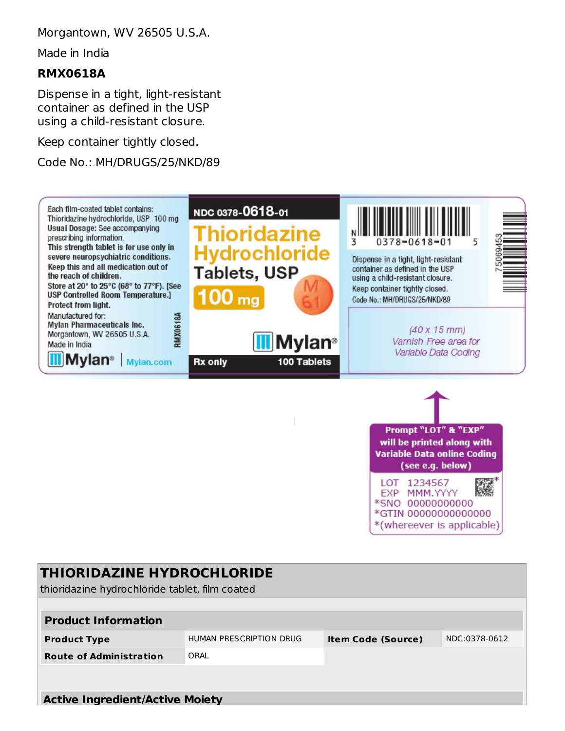Morgantown, WV 26505 U.S.A.

Made in India

**RMX0618A**

Dispense in a tight, light-resistant container as defined in the USP using a child-resistant closure.

Keep container tightly closed.

Code No.: MH/DRUGS/25/NKD/89

Each film-coated tablet contains:
Thioridazine hydrochloride, USP 100 mg
**Usual Dosage:** See accompanying prescribing information.
**This strength tablet is for use only in severe neuropsychiatric conditions.**
**Keep this and all medication out of the reach of children.**
**Store at 20° to 25°C (68° to 77°F). [See USP Controlled Room Temperature.]**
**Protect from light.**
Manufactured for:
**Mylan Pharmaceuticals Inc.**
Morgantown, WV 26505 U.S.A.
Made in India

RMX0618A

Mylan® | Mylan.com

NDC 0378-0618-01

**Thioridazine Hydrochloride Tablets, USP**

**100 mg**

M 61

Mylan®

Rx only 100 Tablets

N 3 0378-0618-01 5

Dispense in a tight, light-resistant container as defined in the USP using a child-resistant closure.
Keep container tightly closed.
Code No.: MH/DRUGS/25/NKD/89

75069453

*(40 x 15 mm)*
*Varnish Free area for Variable Data Coding*

**Prompt "LOT" & "EXP" will be printed along with Variable Data online Coding (see e.g. below)**

LOT 1234567
EXP MMM.YYYY
*SNO 00000000000
*GTIN 00000000000000
*(whereever is applicable)

## THIORIDAZINE HYDROCHLORIDE

thioridazine hydrochloride tablet, film coated

| **Product Information** | | | |
|---|---|---|---|
| **Product Type** | HUMAN PRESCRIPTION DRUG | **Item Code (Source)** | NDC:0378-0612 |
| **Route of Administration** | ORAL | | |

**Active Ingredient/Active Moiety**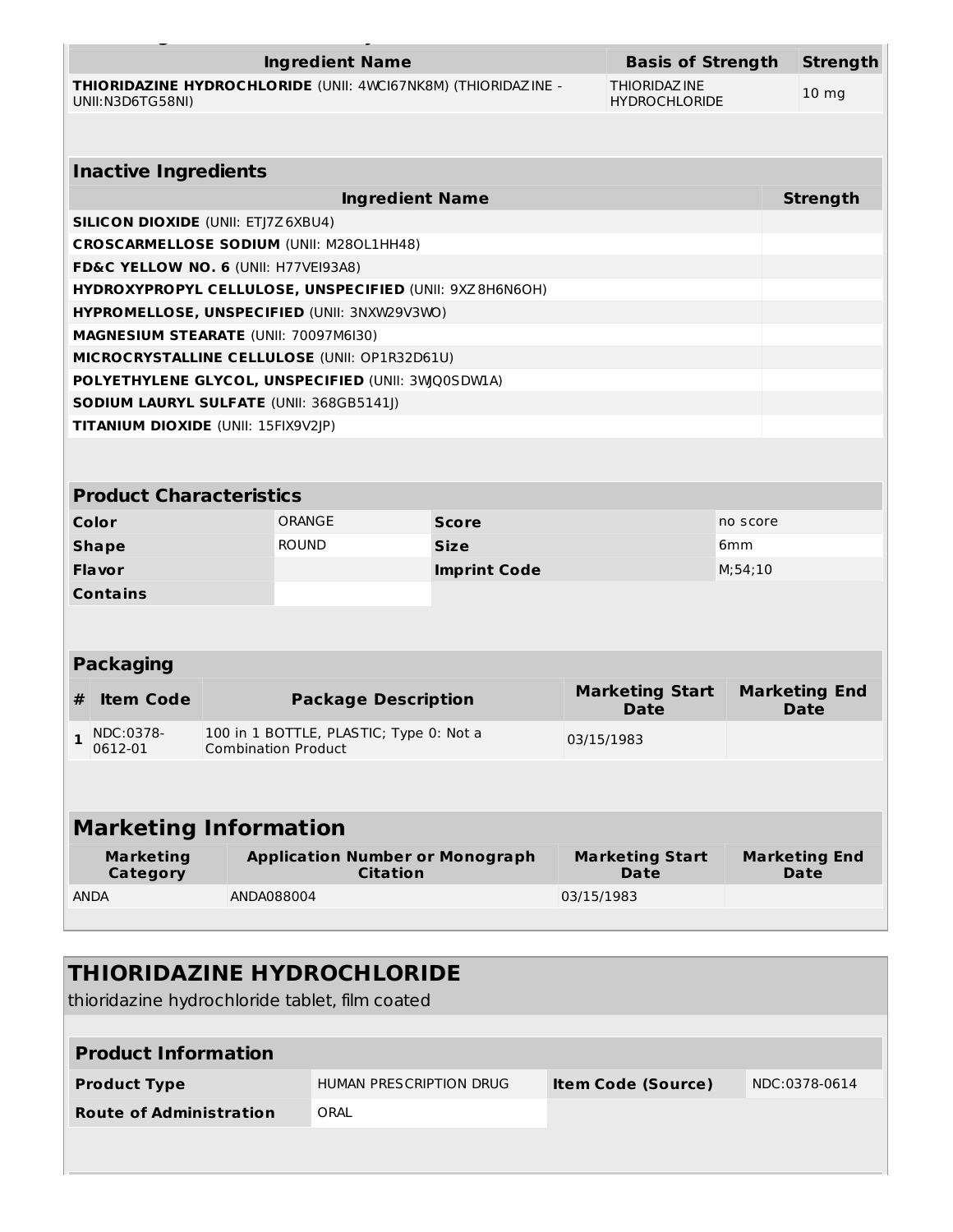| Ingredient Name | Basis of Strength | Strength |
|---|---|---|
| **THIORIDAZINE HYDROCHLORIDE** (UNII: 4WCI67NK8M) (THIORIDAZINE - UNII:N3D6TG58NI) | THIORIDAZINE HYDROCHLORIDE | 10 mg |

| Inactive Ingredients | |
|---|---|
| **Ingredient Name** | **Strength** |
| **SILICON DIOXIDE** (UNII: ETJ7Z6XBU4) | |
| **CROSCARMELLOSE SODIUM** (UNII: M28OL1HH48) | |
| **FD&C YELLOW NO. 6** (UNII: H77VEI93A8) | |
| **HYDROXYPROPYL CELLULOSE, UNSPECIFIED** (UNII: 9XZ8H6N6OH) | |
| **HYPROMELLOSE, UNSPECIFIED** (UNII: 3NXW29V3WO) | |
| **MAGNESIUM STEARATE** (UNII: 70097M6I30) | |
| **MICROCRYSTALLINE CELLULOSE** (UNII: OP1R32D61U) | |
| **POLYETHYLENE GLYCOL, UNSPECIFIED** (UNII: 3WJQ0SDW1A) | |
| **SODIUM LAURYL SULFATE** (UNII: 368GB5141J) | |
| **TITANIUM DIOXIDE** (UNII: 15FIX9V2JP) | |

| Product Characteristics | | | |
|---|---|---|---|
| **Color** | ORANGE | **Score** | no score |
| **Shape** | ROUND | **Size** | 6mm |
| **Flavor** | | **Imprint Code** | M;54;10 |
| **Contains** | | | |

| Packaging | | | | |
|---|---|---|---|---|
| **#** | **Item Code** | **Package Description** | **Marketing Start Date** | **Marketing End Date** |
| 1 | NDC:0378-0612-01 | 100 in 1 BOTTLE, PLASTIC; Type 0: Not a Combination Product | 03/15/1983 | |

| Marketing Information | | | |
|---|---|---|---|
| **Marketing Category** | **Application Number or Monograph Citation** | **Marketing Start Date** | **Marketing End Date** |
| ANDA | ANDA088004 | 03/15/1983 | |

## THIORIDAZINE HYDROCHLORIDE

thioridazine hydrochloride tablet, film coated

| Product Information | | | |
|---|---|---|---|
| **Product Type** | HUMAN PRESCRIPTION DRUG | **Item Code (Source)** | NDC:0378-0614 |
| **Route of Administration** | ORAL | | |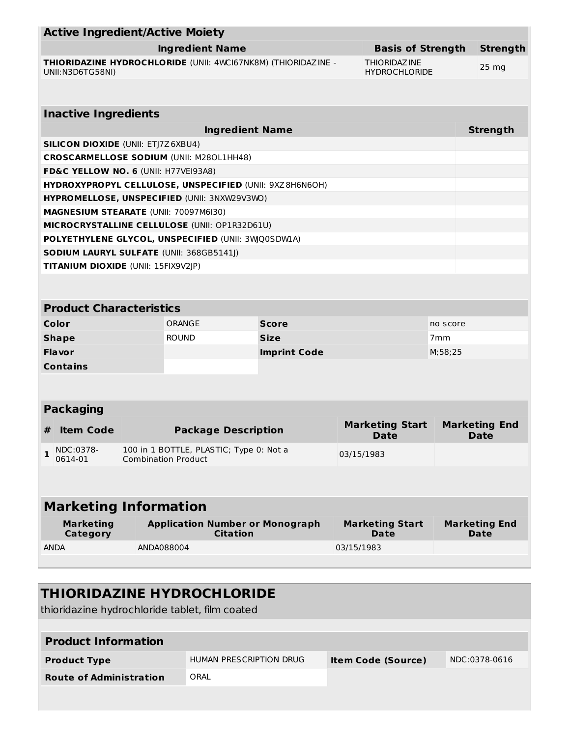### Active Ingredient/Active Moiety

| Ingredient Name | Basis of Strength | Strength |
|---|---|---|
| **THIORIDAZINE HYDROCHLORIDE** (UNII: 4WCI67NK8M) (THIORIDAZINE - UNII:N3D6TG58NI) | THIORIDAZINE HYDROCHLORIDE | 25 mg |

### Inactive Ingredients

| Ingredient Name | Strength |
|---|---|
| **SILICON DIOXIDE** (UNII: ETJ7Z6XBU4) | |
| **CROSCARMELLOSE SODIUM** (UNII: M28OL1HH48) | |
| **FD&C YELLOW NO. 6** (UNII: H77VEI93A8) | |
| **HYDROXYPROPYL CELLULOSE, UNSPECIFIED** (UNII: 9XZ8H6N6OH) | |
| **HYPROMELLOSE, UNSPECIFIED** (UNII: 3NXW29V3WO) | |
| **MAGNESIUM STEARATE** (UNII: 70097M6I30) | |
| **MICROCRYSTALLINE CELLULOSE** (UNII: OP1R32D61U) | |
| **POLYETHYLENE GLYCOL, UNSPECIFIED** (UNII: 3WJQ0SDW1A) | |
| **SODIUM LAURYL SULFATE** (UNII: 368GB5141J) | |
| **TITANIUM DIOXIDE** (UNII: 15FIX9V2JP) | |

### Product Characteristics

| | | | |
|---|---|---|---|
| **Color** | ORANGE | **Score** | no score |
| **Shape** | ROUND | **Size** | 7mm |
| **Flavor** | | **Imprint Code** | M;58;25 |
| **Contains** | | | |

### Packaging

| # | Item Code | Package Description | Marketing Start Date | Marketing End Date |
|---|---|---|---|---|
| 1 | NDC:0378-0614-01 | 100 in 1 BOTTLE, PLASTIC; Type 0: Not a Combination Product | 03/15/1983 | |

### Marketing Information

| Marketing Category | Application Number or Monograph Citation | Marketing Start Date | Marketing End Date |
|---|---|---|---|
| ANDA | ANDA088004 | 03/15/1983 | |

## THIORIDAZINE HYDROCHLORIDE

thioridazine hydrochloride tablet, film coated

### Product Information

| | | | |
|---|---|---|---|
| **Product Type** | HUMAN PRESCRIPTION DRUG | **Item Code (Source)** | NDC:0378-0616 |
| **Route of Administration** | ORAL | | |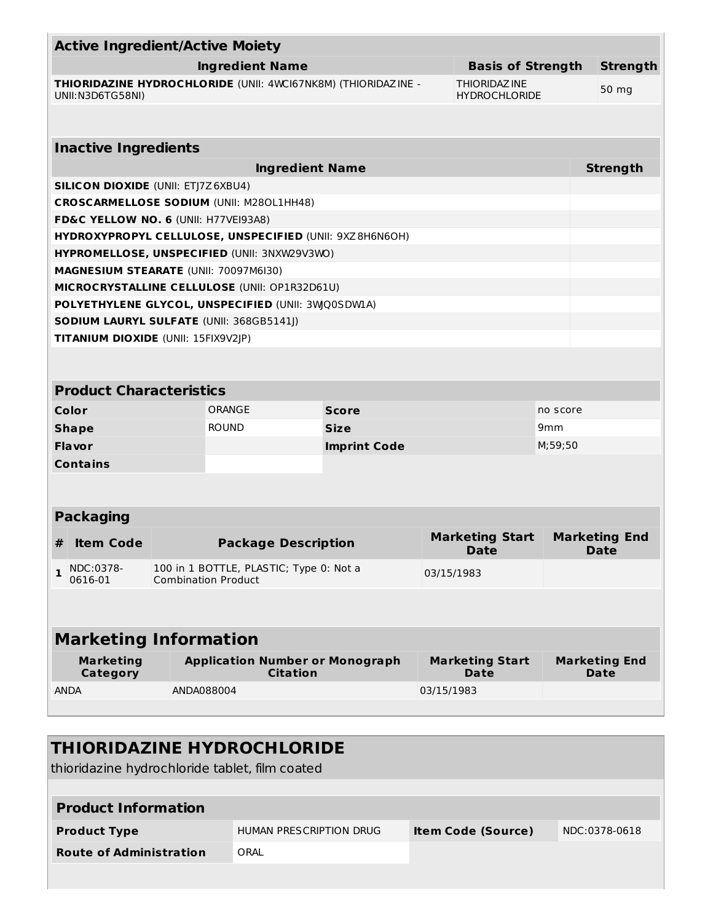| Active Ingredient/Active Moiety | | |
|---|---|---|
| **Ingredient Name** | **Basis of Strength** | **Strength** |
| **THIORIDAZINE HYDROCHLORIDE** (UNII: 4WCI67NK8M) (THIORIDAZINE - UNII:N3D6TG58NI) | THIORIDAZINE HYDROCHLORIDE | 50 mg |

| Inactive Ingredients | |
|---|---|
| **Ingredient Name** | **Strength** |
| **SILICON DIOXIDE** (UNII: ETJ7Z6XBU4) | |
| **CROSCARMELLOSE SODIUM** (UNII: M28OL1HH48) | |
| **FD&C YELLOW NO. 6** (UNII: H77VEI93A8) | |
| **HYDROXYPROPYL CELLULOSE, UNSPECIFIED** (UNII: 9XZ8H6N6OH) | |
| **HYPROMELLOSE, UNSPECIFIED** (UNII: 3NXW29V3WO) | |
| **MAGNESIUM STEARATE** (UNII: 70097M6I30) | |
| **MICROCRYSTALLINE CELLULOSE** (UNII: OP1R32D61U) | |
| **POLYETHYLENE GLYCOL, UNSPECIFIED** (UNII: 3WQ0SDW1A) | |
| **SODIUM LAURYL SULFATE** (UNII: 368GB5141J) | |
| **TITANIUM DIOXIDE** (UNII: 15FIX9V2JP) | |

| Product Characteristics | | | |
|---|---|---|---|
| **Color** | ORANGE | **Score** | no score |
| **Shape** | ROUND | **Size** | 9mm |
| **Flavor** | | **Imprint Code** | M;59;50 |
| **Contains** | | | |

| Packaging | | | | |
|---|---|---|---|---|
| **#** | **Item Code** | **Package Description** | **Marketing Start Date** | **Marketing End Date** |
| 1 | NDC:0378-0616-01 | 100 in 1 BOTTLE, PLASTIC; Type 0: Not a Combination Product | 03/15/1983 | |

| Marketing Information | | | |
|---|---|---|---|
| **Marketing Category** | **Application Number or Monograph Citation** | **Marketing Start Date** | **Marketing End Date** |
| ANDA | ANDA088004 | 03/15/1983 | |

## THIORIDAZINE HYDROCHLORIDE

thioridazine hydrochloride tablet, film coated

| Product Information | | | |
|---|---|---|---|
| **Product Type** | HUMAN PRESCRIPTION DRUG | **Item Code (Source)** | NDC:0378-0618 |
| **Route of Administration** | ORAL | | |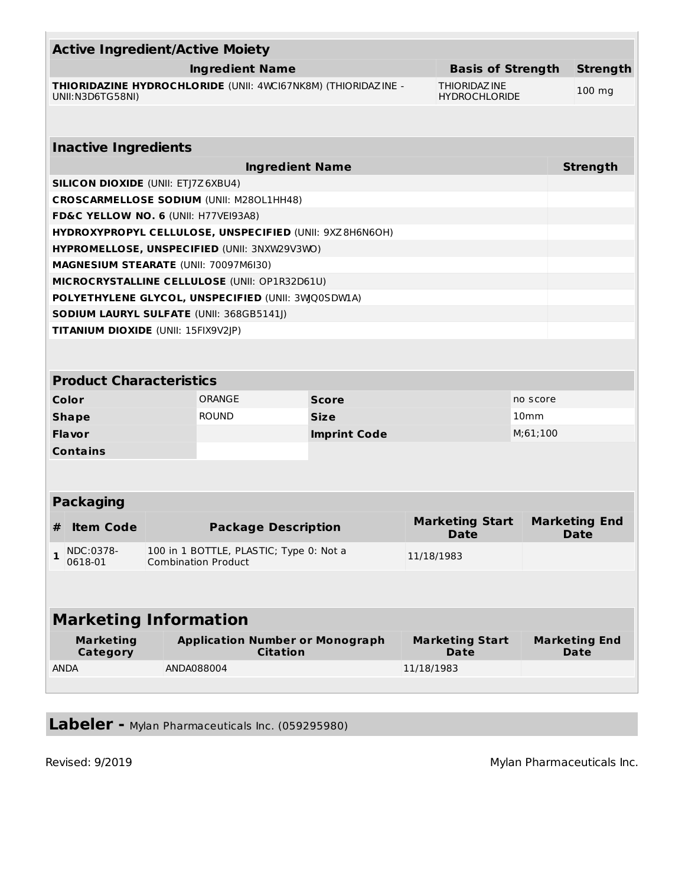| Active Ingredient/Active Moiety | | |
|---|---|---|
| **Ingredient Name** | **Basis of Strength** | **Strength** |
| **THIORIDAZINE HYDROCHLORIDE** (UNII: 4WCI67NK8M) (THIORIDAZINE - UNII:N3D6TG58NI) | THIORIDAZINE HYDROCHLORIDE | 100 mg |

| Inactive Ingredients | |
|---|---|
| **Ingredient Name** | **Strength** |
| **SILICON DIOXIDE** (UNII: ETJ7Z6XBU4) | |
| **CROSCARMELLOSE SODIUM** (UNII: M28OL1HH48) | |
| **FD&C YELLOW NO. 6** (UNII: H77VEI93A8) | |
| **HYDROXYPROPYL CELLULOSE, UNSPECIFIED** (UNII: 9XZ8H6N6OH) | |
| **HYPROMELLOSE, UNSPECIFIED** (UNII: 3NXW29V3WO) | |
| **MAGNESIUM STEARATE** (UNII: 70097M6I30) | |
| **MICROCRYSTALLINE CELLULOSE** (UNII: OP1R32D61U) | |
| **POLYETHYLENE GLYCOL, UNSPECIFIED** (UNII: 3WJQ0SDW1A) | |
| **SODIUM LAURYL SULFATE** (UNII: 368GB5141J) | |
| **TITANIUM DIOXIDE** (UNII: 15FIX9V2JP) | |

| Product Characteristics | | | |
|---|---|---|---|
| **Color** | ORANGE | **Score** | no score |
| **Shape** | ROUND | **Size** | 10mm |
| **Flavor** | | **Imprint Code** | M;61;100 |
| **Contains** | | | |

| Packaging | | | | |
|---|---|---|---|---|
| **#** | **Item Code** | **Package Description** | **Marketing Start Date** | **Marketing End Date** |
| 1 | NDC:0378-0618-01 | 100 in 1 BOTTLE, PLASTIC; Type 0: Not a Combination Product | 11/18/1983 | |

| Marketing Information | | | |
|---|---|---|---|
| **Marketing Category** | **Application Number or Monograph Citation** | **Marketing Start Date** | **Marketing End Date** |
| ANDA | ANDA088004 | 11/18/1983 | |

## Labeler - Mylan Pharmaceuticals Inc. (059295980)

Revised: 9/2019

Mylan Pharmaceuticals Inc.